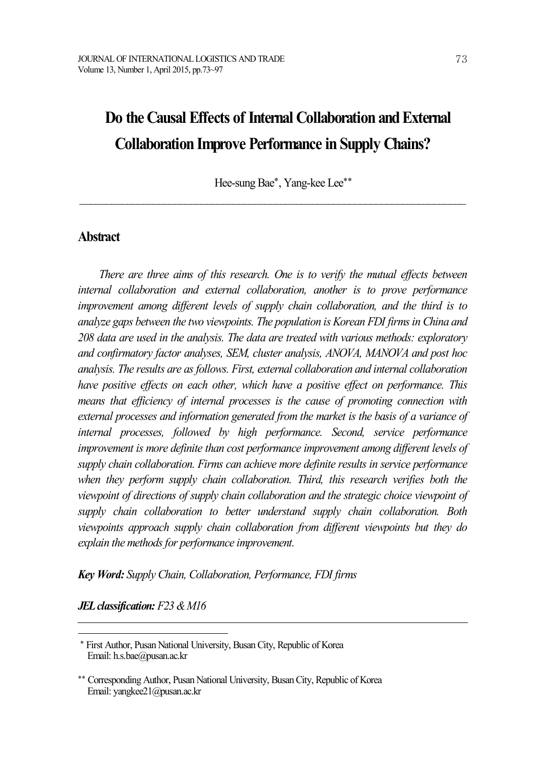# Do the Causal Effects of Internal Collaboration and External Collaboration Improve Performance in Supply Chains?

Hee-sung Bae*, Yang-kee Lee**

## Abstract

*There are three aims of this research. One is to verify the mutual effects between internal collaboration and external collaboration, another is to prove performance improvement among different levels of supply chain collaboration, and the third is to analyze gaps between the two viewpoints. The population is Korean FDI firms in China and 208 data are used in the analysis. The data are treated with various methods: exploratory and confirmatory factor analyses, SEM, cluster analysis, ANOVA, MANOVA and post hoc analysis. The results are as follows. First, external collaboration and internal collaboration have positive effects on each other, which have a positive effect on performance. This means that efficiency of internal processes is the cause of promoting connection with external processes and information generated from the market is the basis of a variance of internal processes, followed by high performance. Second, service performance improvement is more definite than cost performance improvement among different levels of supply chain collaboration. Firms can achieve more definite results in service performance when they perform supply chain collaboration. Third, this research verifies both the viewpoint of directions of supply chain collaboration and the strategic choice viewpoint of supply chain collaboration to better understand supply chain collaboration. Both viewpoints approach supply chain collaboration from different viewpoints but they do explain the methods for performance improvement.*

***Key Word:*** *Supply Chain, Collaboration, Performance, FDI firms*

***JEL classification:*** *F23 & M16*

---

\* First Author, Pusan National University, Busan City, Republic of Korea
Email: h.s.bae@pusan.ac.kr

\*\* Corresponding Author, Pusan National University, Busan City, Republic of Korea
Email: yangkee21@pusan.ac.kr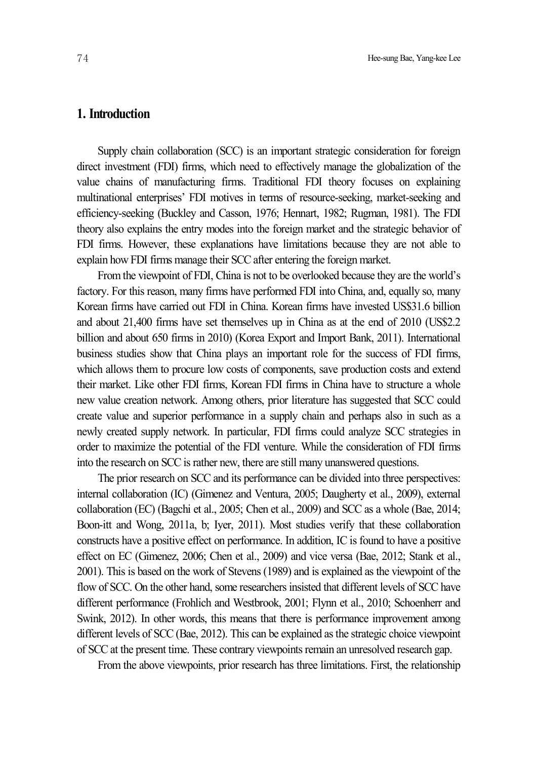## 1. Introduction

Supply chain collaboration (SCC) is an important strategic consideration for foreign direct investment (FDI) firms, which need to effectively manage the globalization of the value chains of manufacturing firms. Traditional FDI theory focuses on explaining multinational enterprises' FDI motives in terms of resource-seeking, market-seeking and efficiency-seeking (Buckley and Casson, 1976; Hennart, 1982; Rugman, 1981). The FDI theory also explains the entry modes into the foreign market and the strategic behavior of FDI firms. However, these explanations have limitations because they are not able to explain how FDI firms manage their SCC after entering the foreign market.

From the viewpoint of FDI, China is not to be overlooked because they are the world's factory. For this reason, many firms have performed FDI into China, and, equally so, many Korean firms have carried out FDI in China. Korean firms have invested US$31.6 billion and about 21,400 firms have set themselves up in China as at the end of 2010 (US$2.2 billion and about 650 firms in 2010) (Korea Export and Import Bank, 2011). International business studies show that China plays an important role for the success of FDI firms, which allows them to procure low costs of components, save production costs and extend their market. Like other FDI firms, Korean FDI firms in China have to structure a whole new value creation network. Among others, prior literature has suggested that SCC could create value and superior performance in a supply chain and perhaps also in such as a newly created supply network. In particular, FDI firms could analyze SCC strategies in order to maximize the potential of the FDI venture. While the consideration of FDI firms into the research on SCC is rather new, there are still many unanswered questions.

The prior research on SCC and its performance can be divided into three perspectives: internal collaboration (IC) (Gimenez and Ventura, 2005; Daugherty et al., 2009), external collaboration (EC) (Bagchi et al., 2005; Chen et al., 2009) and SCC as a whole (Bae, 2014; Boon-itt and Wong, 2011a, b; Iyer, 2011). Most studies verify that these collaboration constructs have a positive effect on performance. In addition, IC is found to have a positive effect on EC (Gimenez, 2006; Chen et al., 2009) and vice versa (Bae, 2012; Stank et al., 2001). This is based on the work of Stevens (1989) and is explained as the viewpoint of the flow of SCC. On the other hand, some researchers insisted that different levels of SCC have different performance (Frohlich and Westbrook, 2001; Flynn et al., 2010; Schoenherr and Swink, 2012). In other words, this means that there is performance improvement among different levels of SCC (Bae, 2012). This can be explained as the strategic choice viewpoint of SCC at the present time. These contrary viewpoints remain an unresolved research gap.

From the above viewpoints, prior research has three limitations. First, the relationship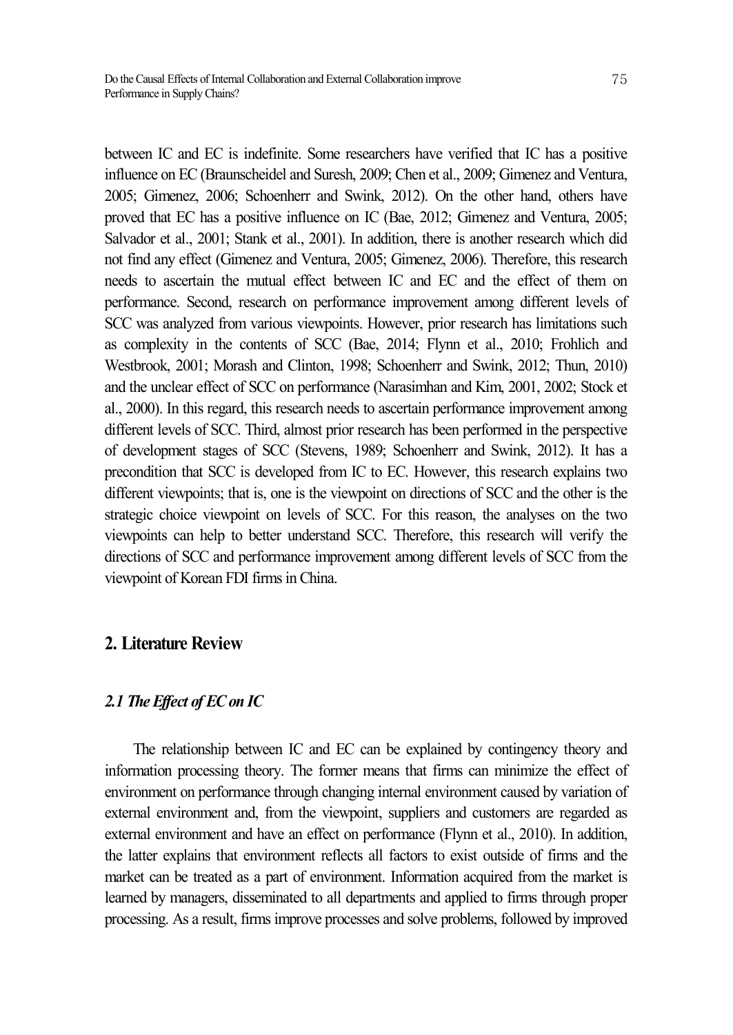between IC and EC is indefinite. Some researchers have verified that IC has a positive influence on EC (Braunscheidel and Suresh, 2009; Chen et al., 2009; Gimenez and Ventura, 2005; Gimenez, 2006; Schoenherr and Swink, 2012). On the other hand, others have proved that EC has a positive influence on IC (Bae, 2012; Gimenez and Ventura, 2005; Salvador et al., 2001; Stank et al., 2001). In addition, there is another research which did not find any effect (Gimenez and Ventura, 2005; Gimenez, 2006). Therefore, this research needs to ascertain the mutual effect between IC and EC and the effect of them on performance. Second, research on performance improvement among different levels of SCC was analyzed from various viewpoints. However, prior research has limitations such as complexity in the contents of SCC (Bae, 2014; Flynn et al., 2010; Frohlich and Westbrook, 2001; Morash and Clinton, 1998; Schoenherr and Swink, 2012; Thun, 2010) and the unclear effect of SCC on performance (Narasimhan and Kim, 2001, 2002; Stock et al., 2000). In this regard, this research needs to ascertain performance improvement among different levels of SCC. Third, almost prior research has been performed in the perspective of development stages of SCC (Stevens, 1989; Schoenherr and Swink, 2012). It has a precondition that SCC is developed from IC to EC. However, this research explains two different viewpoints; that is, one is the viewpoint on directions of SCC and the other is the strategic choice viewpoint on levels of SCC. For this reason, the analyses on the two viewpoints can help to better understand SCC. Therefore, this research will verify the directions of SCC and performance improvement among different levels of SCC from the viewpoint of Korean FDI firms in China.

## 2. Literature Review

### *2.1 The Effect of EC on IC*

The relationship between IC and EC can be explained by contingency theory and information processing theory. The former means that firms can minimize the effect of environment on performance through changing internal environment caused by variation of external environment and, from the viewpoint, suppliers and customers are regarded as external environment and have an effect on performance (Flynn et al., 2010). In addition, the latter explains that environment reflects all factors to exist outside of firms and the market can be treated as a part of environment. Information acquired from the market is learned by managers, disseminated to all departments and applied to firms through proper processing. As a result, firms improve processes and solve problems, followed by improved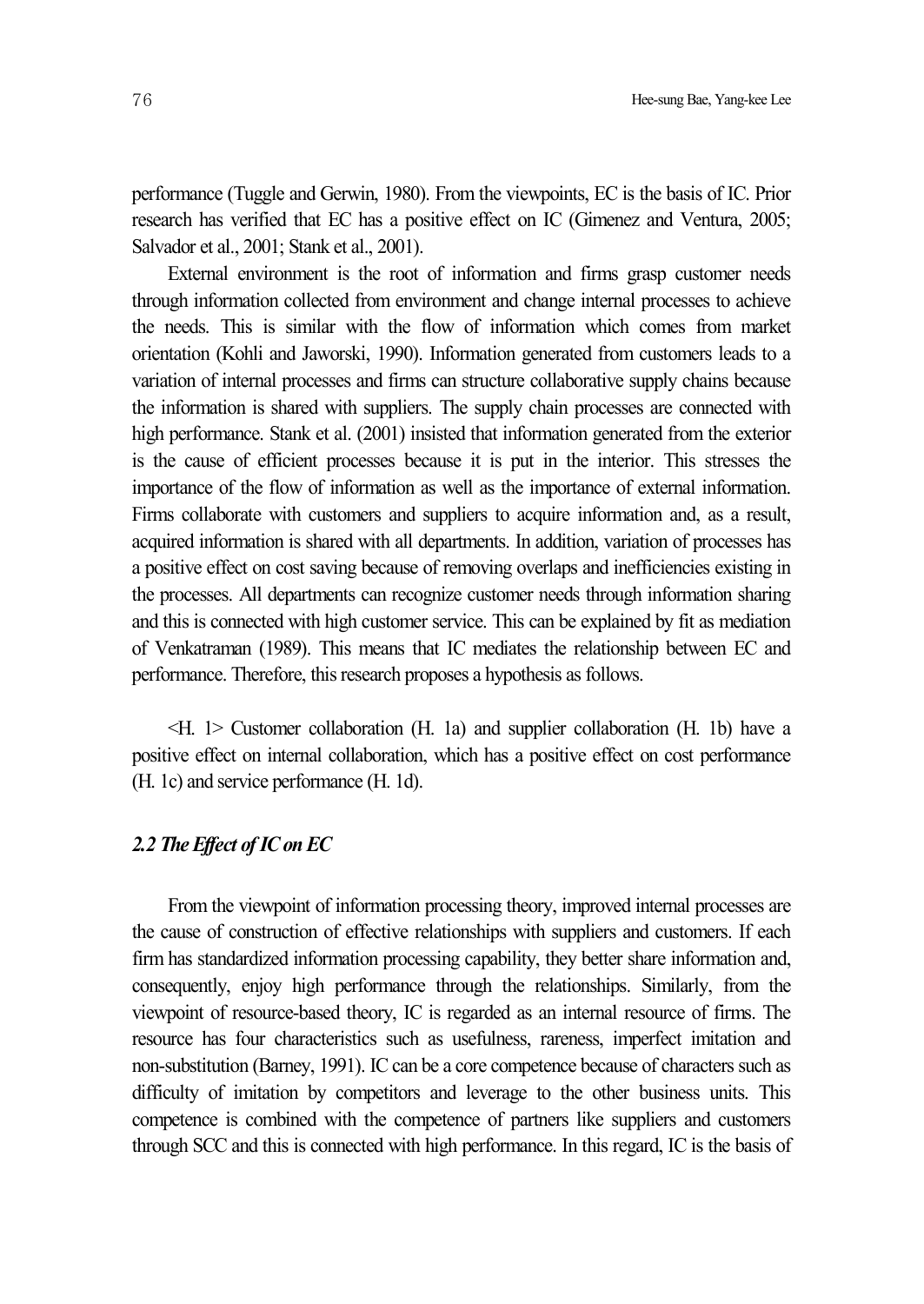performance (Tuggle and Gerwin, 1980). From the viewpoints, EC is the basis of IC. Prior research has verified that EC has a positive effect on IC (Gimenez and Ventura, 2005; Salvador et al., 2001; Stank et al., 2001).

External environment is the root of information and firms grasp customer needs through information collected from environment and change internal processes to achieve the needs. This is similar with the flow of information which comes from market orientation (Kohli and Jaworski, 1990). Information generated from customers leads to a variation of internal processes and firms can structure collaborative supply chains because the information is shared with suppliers. The supply chain processes are connected with high performance. Stank et al. (2001) insisted that information generated from the exterior is the cause of efficient processes because it is put in the interior. This stresses the importance of the flow of information as well as the importance of external information. Firms collaborate with customers and suppliers to acquire information and, as a result, acquired information is shared with all departments. In addition, variation of processes has a positive effect on cost saving because of removing overlaps and inefficiencies existing in the processes. All departments can recognize customer needs through information sharing and this is connected with high customer service. This can be explained by fit as mediation of Venkatraman (1989). This means that IC mediates the relationship between EC and performance. Therefore, this research proposes a hypothesis as follows.

<H. 1> Customer collaboration (H. 1a) and supplier collaboration (H. 1b) have a positive effect on internal collaboration, which has a positive effect on cost performance (H. 1c) and service performance (H. 1d).

### *2.2 The Effect of IC on EC*

From the viewpoint of information processing theory, improved internal processes are the cause of construction of effective relationships with suppliers and customers. If each firm has standardized information processing capability, they better share information and, consequently, enjoy high performance through the relationships. Similarly, from the viewpoint of resource-based theory, IC is regarded as an internal resource of firms. The resource has four characteristics such as usefulness, rareness, imperfect imitation and non-substitution (Barney, 1991). IC can be a core competence because of characters such as difficulty of imitation by competitors and leverage to the other business units. This competence is combined with the competence of partners like suppliers and customers through SCC and this is connected with high performance. In this regard, IC is the basis of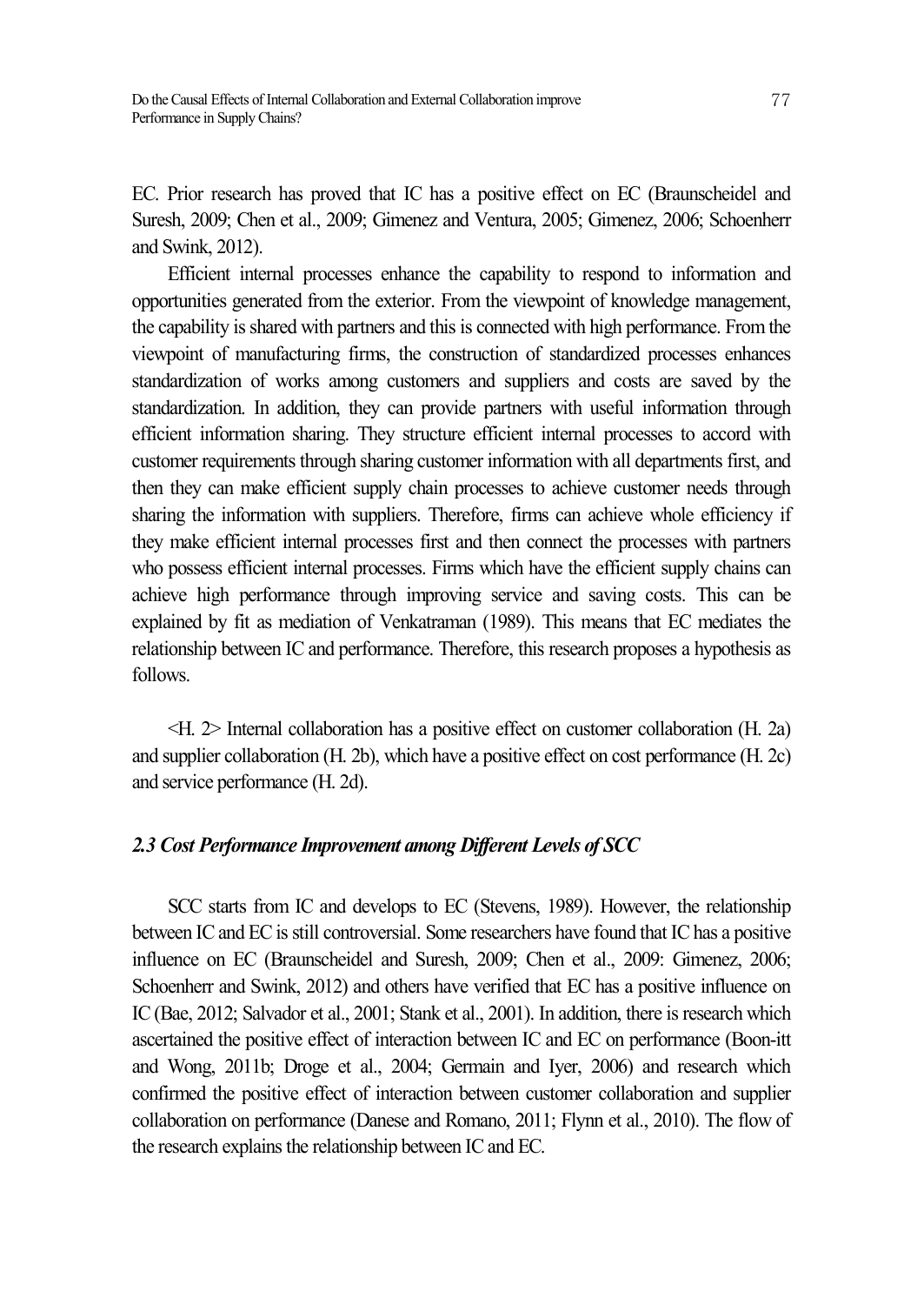EC. Prior research has proved that IC has a positive effect on EC (Braunscheidel and Suresh, 2009; Chen et al., 2009; Gimenez and Ventura, 2005; Gimenez, 2006; Schoenherr and Swink, 2012).

Efficient internal processes enhance the capability to respond to information and opportunities generated from the exterior. From the viewpoint of knowledge management, the capability is shared with partners and this is connected with high performance. From the viewpoint of manufacturing firms, the construction of standardized processes enhances standardization of works among customers and suppliers and costs are saved by the standardization. In addition, they can provide partners with useful information through efficient information sharing. They structure efficient internal processes to accord with customer requirements through sharing customer information with all departments first, and then they can make efficient supply chain processes to achieve customer needs through sharing the information with suppliers. Therefore, firms can achieve whole efficiency if they make efficient internal processes first and then connect the processes with partners who possess efficient internal processes. Firms which have the efficient supply chains can achieve high performance through improving service and saving costs. This can be explained by fit as mediation of Venkatraman (1989). This means that EC mediates the relationship between IC and performance. Therefore, this research proposes a hypothesis as follows.

<H. 2> Internal collaboration has a positive effect on customer collaboration (H. 2a) and supplier collaboration (H. 2b), which have a positive effect on cost performance (H. 2c) and service performance (H. 2d).

### *2.3 Cost Performance Improvement among Different Levels of SCC*

SCC starts from IC and develops to EC (Stevens, 1989). However, the relationship between IC and EC is still controversial. Some researchers have found that IC has a positive influence on EC (Braunscheidel and Suresh, 2009; Chen et al., 2009: Gimenez, 2006; Schoenherr and Swink, 2012) and others have verified that EC has a positive influence on IC (Bae, 2012; Salvador et al., 2001; Stank et al., 2001). In addition, there is research which ascertained the positive effect of interaction between IC and EC on performance (Boon-itt and Wong, 2011b; Droge et al., 2004; Germain and Iyer, 2006) and research which confirmed the positive effect of interaction between customer collaboration and supplier collaboration on performance (Danese and Romano, 2011; Flynn et al., 2010). The flow of the research explains the relationship between IC and EC.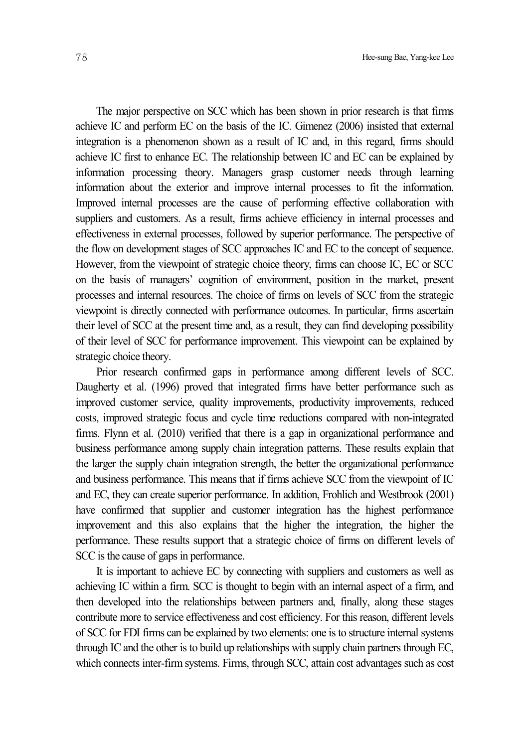The major perspective on SCC which has been shown in prior research is that firms achieve IC and perform EC on the basis of the IC. Gimenez (2006) insisted that external integration is a phenomenon shown as a result of IC and, in this regard, firms should achieve IC first to enhance EC. The relationship between IC and EC can be explained by information processing theory. Managers grasp customer needs through learning information about the exterior and improve internal processes to fit the information. Improved internal processes are the cause of performing effective collaboration with suppliers and customers. As a result, firms achieve efficiency in internal processes and effectiveness in external processes, followed by superior performance. The perspective of the flow on development stages of SCC approaches IC and EC to the concept of sequence. However, from the viewpoint of strategic choice theory, firms can choose IC, EC or SCC on the basis of managers' cognition of environment, position in the market, present processes and internal resources. The choice of firms on levels of SCC from the strategic viewpoint is directly connected with performance outcomes. In particular, firms ascertain their level of SCC at the present time and, as a result, they can find developing possibility of their level of SCC for performance improvement. This viewpoint can be explained by strategic choice theory.

Prior research confirmed gaps in performance among different levels of SCC. Daugherty et al. (1996) proved that integrated firms have better performance such as improved customer service, quality improvements, productivity improvements, reduced costs, improved strategic focus and cycle time reductions compared with non-integrated firms. Flynn et al. (2010) verified that there is a gap in organizational performance and business performance among supply chain integration patterns. These results explain that the larger the supply chain integration strength, the better the organizational performance and business performance. This means that if firms achieve SCC from the viewpoint of IC and EC, they can create superior performance. In addition, Frohlich and Westbrook (2001) have confirmed that supplier and customer integration has the highest performance improvement and this also explains that the higher the integration, the higher the performance. These results support that a strategic choice of firms on different levels of SCC is the cause of gaps in performance.

It is important to achieve EC by connecting with suppliers and customers as well as achieving IC within a firm. SCC is thought to begin with an internal aspect of a firm, and then developed into the relationships between partners and, finally, along these stages contribute more to service effectiveness and cost efficiency. For this reason, different levels of SCC for FDI firms can be explained by two elements: one is to structure internal systems through IC and the other is to build up relationships with supply chain partners through EC, which connects inter-firm systems. Firms, through SCC, attain cost advantages such as cost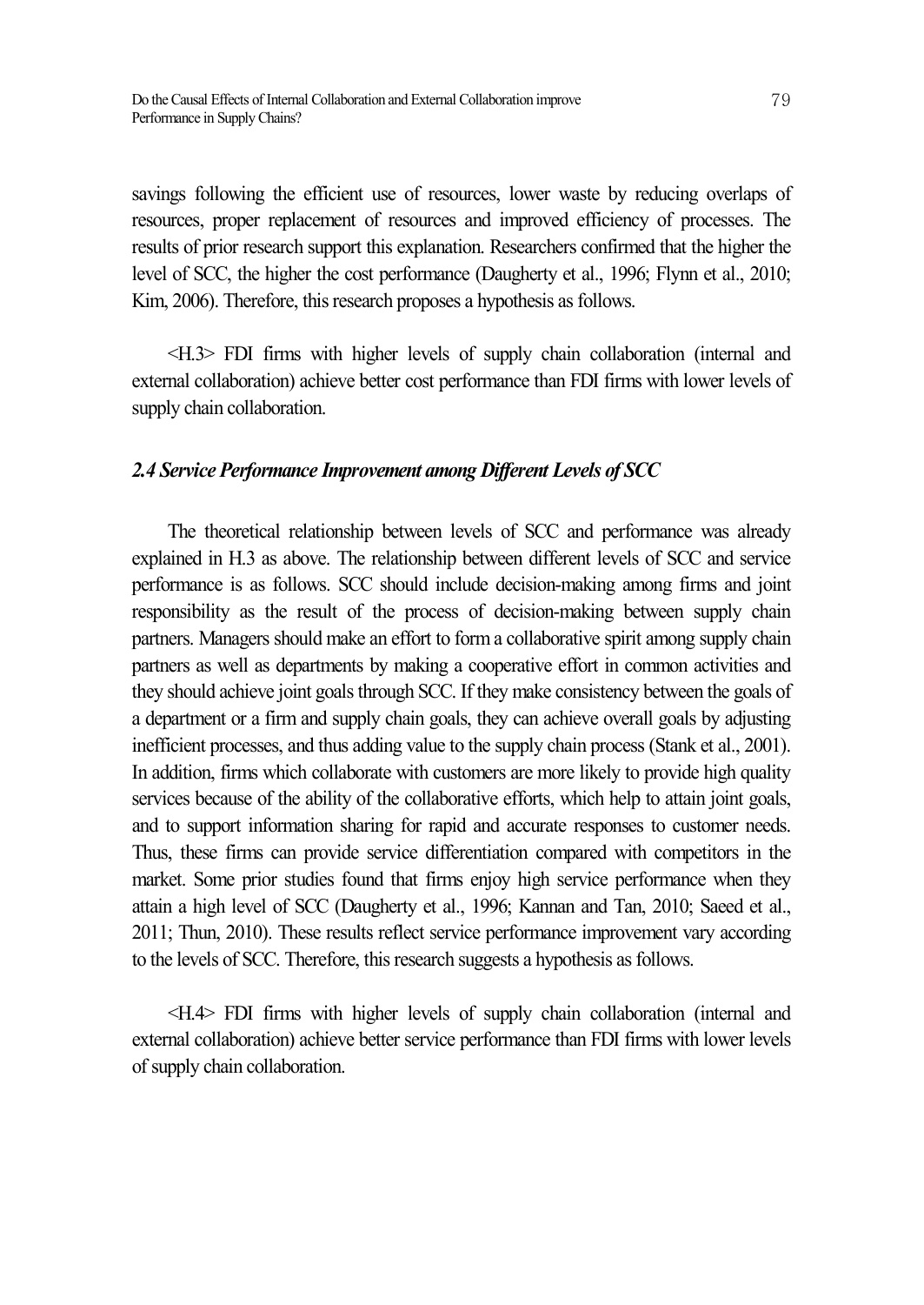savings following the efficient use of resources, lower waste by reducing overlaps of resources, proper replacement of resources and improved efficiency of processes. The results of prior research support this explanation. Researchers confirmed that the higher the level of SCC, the higher the cost performance (Daugherty et al., 1996; Flynn et al., 2010; Kim, 2006). Therefore, this research proposes a hypothesis as follows.

<H.3> FDI firms with higher levels of supply chain collaboration (internal and external collaboration) achieve better cost performance than FDI firms with lower levels of supply chain collaboration.

### *2.4 Service Performance Improvement among Different Levels of SCC*

The theoretical relationship between levels of SCC and performance was already explained in H.3 as above. The relationship between different levels of SCC and service performance is as follows. SCC should include decision-making among firms and joint responsibility as the result of the process of decision-making between supply chain partners. Managers should make an effort to form a collaborative spirit among supply chain partners as well as departments by making a cooperative effort in common activities and they should achieve joint goals through SCC. If they make consistency between the goals of a department or a firm and supply chain goals, they can achieve overall goals by adjusting inefficient processes, and thus adding value to the supply chain process (Stank et al., 2001). In addition, firms which collaborate with customers are more likely to provide high quality services because of the ability of the collaborative efforts, which help to attain joint goals, and to support information sharing for rapid and accurate responses to customer needs. Thus, these firms can provide service differentiation compared with competitors in the market. Some prior studies found that firms enjoy high service performance when they attain a high level of SCC (Daugherty et al., 1996; Kannan and Tan, 2010; Saeed et al., 2011; Thun, 2010). These results reflect service performance improvement vary according to the levels of SCC. Therefore, this research suggests a hypothesis as follows.

<H.4> FDI firms with higher levels of supply chain collaboration (internal and external collaboration) achieve better service performance than FDI firms with lower levels of supply chain collaboration.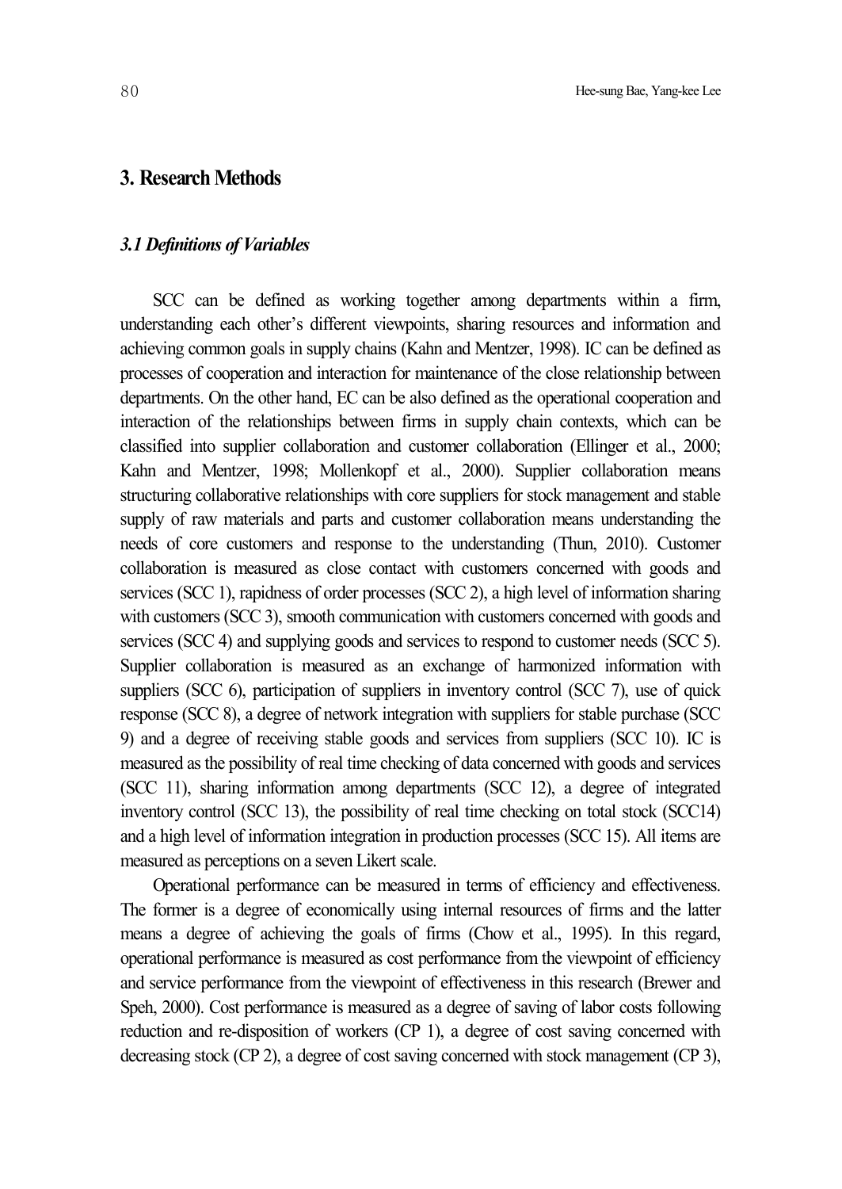## 3. Research Methods

### *3.1 Definitions of Variables*

SCC can be defined as working together among departments within a firm, understanding each other's different viewpoints, sharing resources and information and achieving common goals in supply chains (Kahn and Mentzer, 1998). IC can be defined as processes of cooperation and interaction for maintenance of the close relationship between departments. On the other hand, EC can be also defined as the operational cooperation and interaction of the relationships between firms in supply chain contexts, which can be classified into supplier collaboration and customer collaboration (Ellinger et al., 2000; Kahn and Mentzer, 1998; Mollenkopf et al., 2000). Supplier collaboration means structuring collaborative relationships with core suppliers for stock management and stable supply of raw materials and parts and customer collaboration means understanding the needs of core customers and response to the understanding (Thun, 2010). Customer collaboration is measured as close contact with customers concerned with goods and services (SCC 1), rapidness of order processes (SCC 2), a high level of information sharing with customers (SCC 3), smooth communication with customers concerned with goods and services (SCC 4) and supplying goods and services to respond to customer needs (SCC 5). Supplier collaboration is measured as an exchange of harmonized information with suppliers (SCC 6), participation of suppliers in inventory control (SCC 7), use of quick response (SCC 8), a degree of network integration with suppliers for stable purchase (SCC 9) and a degree of receiving stable goods and services from suppliers (SCC 10). IC is measured as the possibility of real time checking of data concerned with goods and services (SCC 11), sharing information among departments (SCC 12), a degree of integrated inventory control (SCC 13), the possibility of real time checking on total stock (SCC14) and a high level of information integration in production processes (SCC 15). All items are measured as perceptions on a seven Likert scale.

Operational performance can be measured in terms of efficiency and effectiveness. The former is a degree of economically using internal resources of firms and the latter means a degree of achieving the goals of firms (Chow et al., 1995). In this regard, operational performance is measured as cost performance from the viewpoint of efficiency and service performance from the viewpoint of effectiveness in this research (Brewer and Speh, 2000). Cost performance is measured as a degree of saving of labor costs following reduction and re-disposition of workers (CP 1), a degree of cost saving concerned with decreasing stock (CP 2), a degree of cost saving concerned with stock management (CP 3),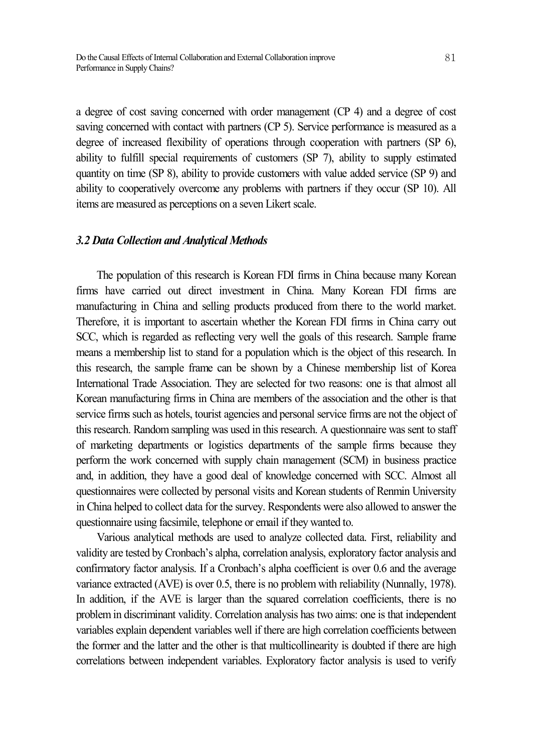a degree of cost saving concerned with order management (CP 4) and a degree of cost saving concerned with contact with partners (CP 5). Service performance is measured as a degree of increased flexibility of operations through cooperation with partners (SP 6), ability to fulfill special requirements of customers (SP 7), ability to supply estimated quantity on time (SP 8), ability to provide customers with value added service (SP 9) and ability to cooperatively overcome any problems with partners if they occur (SP 10). All items are measured as perceptions on a seven Likert scale.

### *3.2 Data Collection and Analytical Methods*

The population of this research is Korean FDI firms in China because many Korean firms have carried out direct investment in China. Many Korean FDI firms are manufacturing in China and selling products produced from there to the world market. Therefore, it is important to ascertain whether the Korean FDI firms in China carry out SCC, which is regarded as reflecting very well the goals of this research. Sample frame means a membership list to stand for a population which is the object of this research. In this research, the sample frame can be shown by a Chinese membership list of Korea International Trade Association. They are selected for two reasons: one is that almost all Korean manufacturing firms in China are members of the association and the other is that service firms such as hotels, tourist agencies and personal service firms are not the object of this research. Random sampling was used in this research. A questionnaire was sent to staff of marketing departments or logistics departments of the sample firms because they perform the work concerned with supply chain management (SCM) in business practice and, in addition, they have a good deal of knowledge concerned with SCC. Almost all questionnaires were collected by personal visits and Korean students of Renmin University in China helped to collect data for the survey. Respondents were also allowed to answer the questionnaire using facsimile, telephone or email if they wanted to.

Various analytical methods are used to analyze collected data. First, reliability and validity are tested by Cronbach's alpha, correlation analysis, exploratory factor analysis and confirmatory factor analysis. If a Cronbach's alpha coefficient is over 0.6 and the average variance extracted (AVE) is over 0.5, there is no problem with reliability (Nunnally, 1978). In addition, if the AVE is larger than the squared correlation coefficients, there is no problem in discriminant validity. Correlation analysis has two aims: one is that independent variables explain dependent variables well if there are high correlation coefficients between the former and the latter and the other is that multicollinearity is doubted if there are high correlations between independent variables. Exploratory factor analysis is used to verify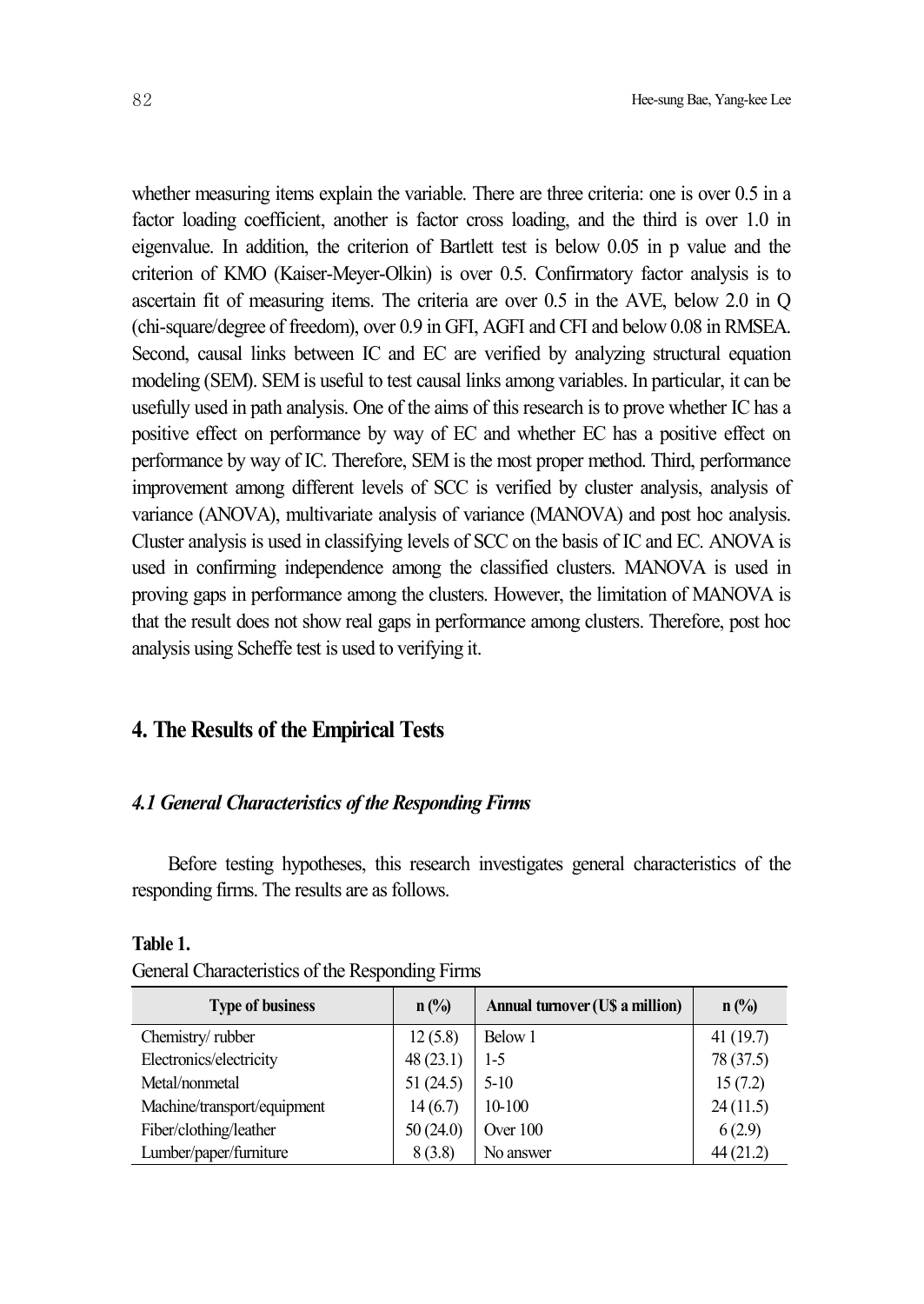whether measuring items explain the variable. There are three criteria: one is over 0.5 in a factor loading coefficient, another is factor cross loading, and the third is over 1.0 in eigenvalue. In addition, the criterion of Bartlett test is below 0.05 in p value and the criterion of KMO (Kaiser-Meyer-Olkin) is over 0.5. Confirmatory factor analysis is to ascertain fit of measuring items. The criteria are over 0.5 in the AVE, below 2.0 in Q (chi-square/degree of freedom), over 0.9 in GFI, AGFI and CFI and below 0.08 in RMSEA. Second, causal links between IC and EC are verified by analyzing structural equation modeling (SEM). SEM is useful to test causal links among variables. In particular, it can be usefully used in path analysis. One of the aims of this research is to prove whether IC has a positive effect on performance by way of EC and whether EC has a positive effect on performance by way of IC. Therefore, SEM is the most proper method. Third, performance improvement among different levels of SCC is verified by cluster analysis, analysis of variance (ANOVA), multivariate analysis of variance (MANOVA) and post hoc analysis. Cluster analysis is used in classifying levels of SCC on the basis of IC and EC. ANOVA is used in confirming independence among the classified clusters. MANOVA is used in proving gaps in performance among the clusters. However, the limitation of MANOVA is that the result does not show real gaps in performance among clusters. Therefore, post hoc analysis using Scheffe test is used to verifying it.

## 4. The Results of the Empirical Tests

### *4.1 General Characteristics of the Responding Firms*

Before testing hypotheses, this research investigates general characteristics of the responding firms. The results are as follows.

**Table 1.**
General Characteristics of the Responding Firms

| Type of business | n (%) | Annual turnover (U$ a million) | n (%) |
|---|---|---|---|
| Chemistry/ rubber | 12 (5.8) | Below 1 | 41 (19.7) |
| Electronics/electricity | 48 (23.1) | 1-5 | 78 (37.5) |
| Metal/nonmetal | 51 (24.5) | 5-10 | 15 (7.2) |
| Machine/transport/equipment | 14 (6.7) | 10-100 | 24 (11.5) |
| Fiber/clothing/leather | 50 (24.0) | Over 100 | 6 (2.9) |
| Lumber/paper/furniture | 8 (3.8) | No answer | 44 (21.2) |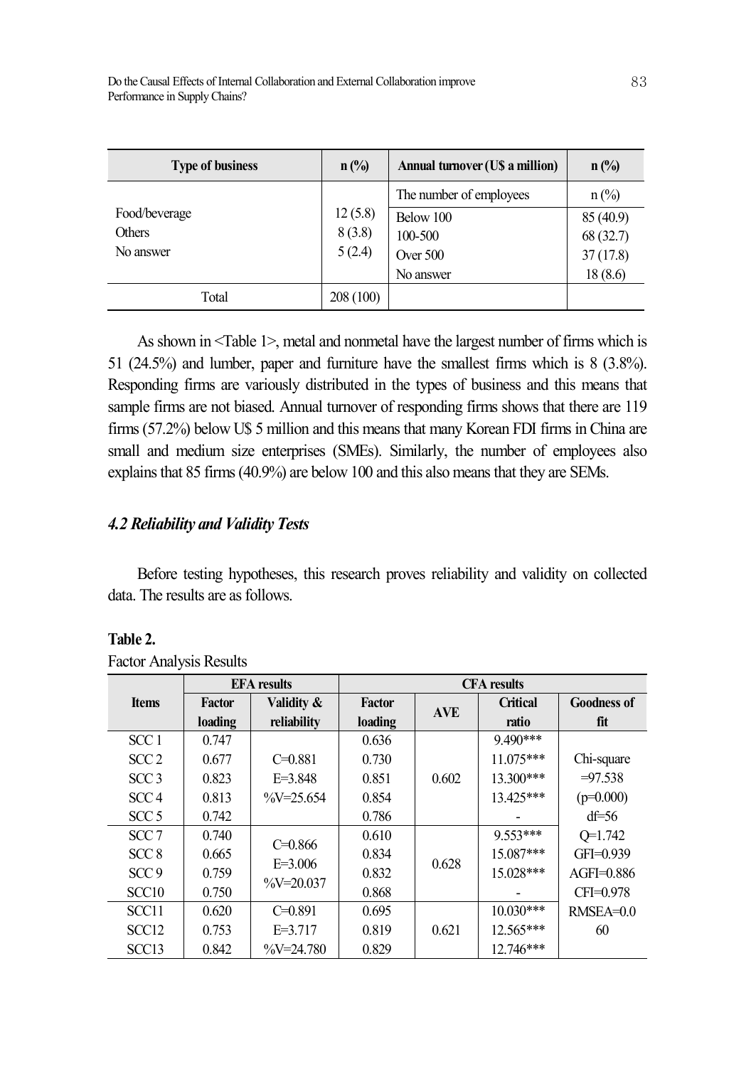| Type of business | n (%) | Annual turnover (U$ a million) | n (%) |
|---|---|---|---|
| | | The number of employees | n (%) |
| Food/beverage<br>Others<br>No answer | 12 (5.8)<br>8 (3.8)<br>5 (2.4) | Below 100<br>100-500<br>Over 500<br>No answer | 85 (40.9)<br>68 (32.7)<br>37 (17.8)<br>18 (8.6) |
| Total | 208 (100) | | |

As shown in <Table 1>, metal and nonmetal have the largest number of firms which is 51 (24.5%) and lumber, paper and furniture have the smallest firms which is 8 (3.8%). Responding firms are variously distributed in the types of business and this means that sample firms are not biased. Annual turnover of responding firms shows that there are 119 firms (57.2%) below U$ 5 million and this means that many Korean FDI firms in China are small and medium size enterprises (SMEs). Similarly, the number of employees also explains that 85 firms (40.9%) are below 100 and this also means that they are SEMs.

### *4.2 Reliability and Validity Tests*

Before testing hypotheses, this research proves reliability and validity on collected data. The results are as follows.

**Table 2.**

Factor Analysis Results

| Items | EFA results | | CFA results | | | |
|---|---|---|---|---|---|---|
| | Factor loading | Validity & reliability | Factor loading | AVE | Critical ratio | Goodness of fit |
| SCC 1 | 0.747 | C=0.881<br>E=3.848<br>%V=25.654 | 0.636 | 0.602 | 9.490*** | Chi-square =97.538 (p=0.000)<br>df=56<br>Q=1.742<br>GFI=0.939<br>AGFI=0.886<br>CFI=0.978<br>RMSEA=0.060 |
| SCC 2 | 0.677 | | 0.730 | | 11.075*** | |
| SCC 3 | 0.823 | | 0.851 | | 13.300*** | |
| SCC 4 | 0.813 | | 0.854 | | 13.425*** | |
| SCC 5 | 0.742 | | 0.786 | | - | |
| SCC 7 | 0.740 | C=0.866<br>E=3.006<br>%V=20.037 | 0.610 | 0.628 | 9.553*** | |
| SCC 8 | 0.665 | | 0.834 | | 15.087*** | |
| SCC 9 | 0.759 | | 0.832 | | 15.028*** | |
| SCC10 | 0.750 | | 0.868 | | - | |
| SCC11 | 0.620 | C=0.891<br>E=3.717<br>%V=24.780 | 0.695 | 0.621 | 10.030*** | |
| SCC12 | 0.753 | | 0.819 | | 12.565*** | |
| SCC13 | 0.842 | | 0.829 | | 12.746*** | |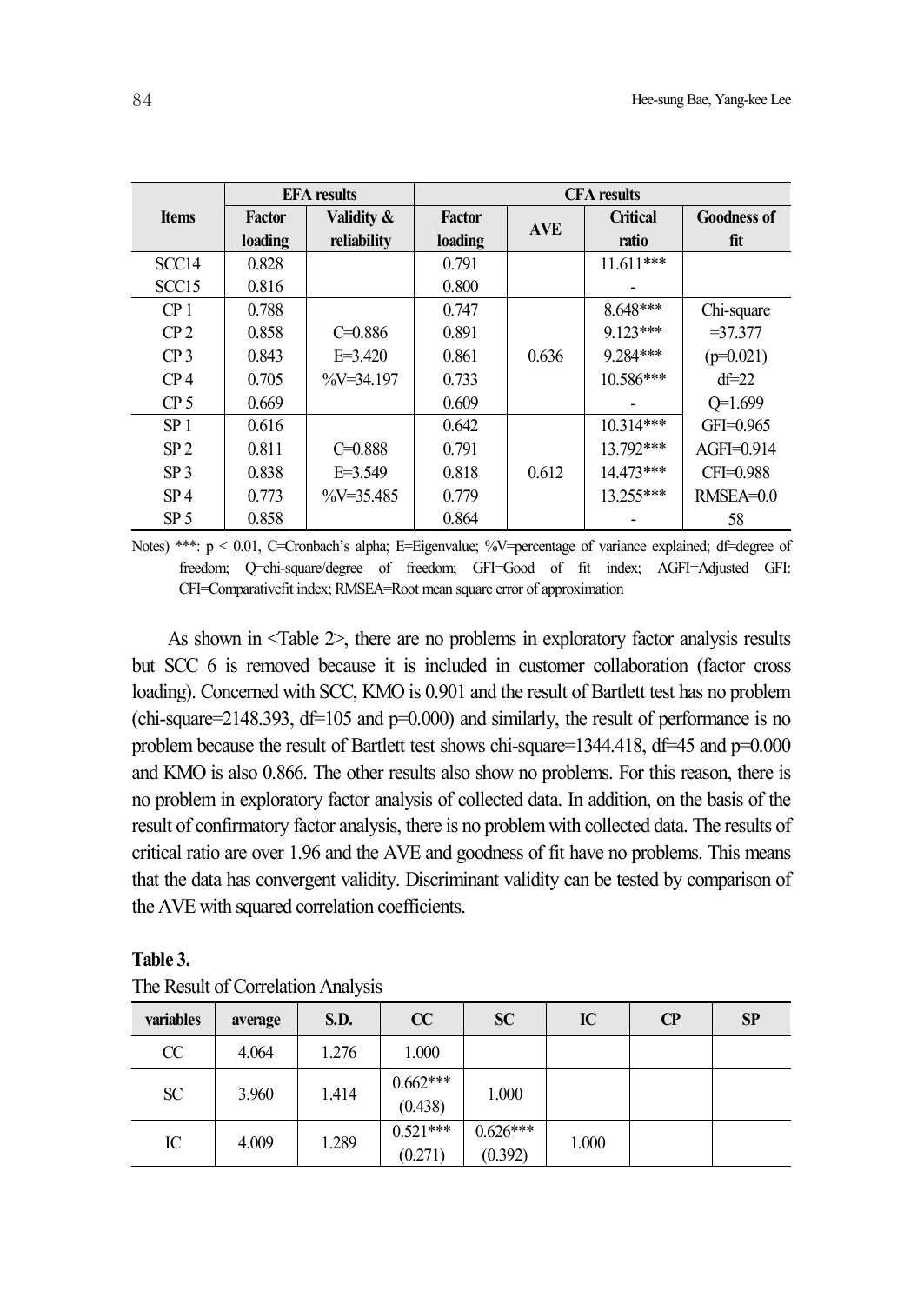| Items | EFA results | | CFA results | | | |
|---|---|---|---|---|---|---|
| | Factor loading | Validity & reliability | Factor loading | AVE | Critical ratio | Goodness of fit |
| SCC14 | 0.828 | | 0.791 | | 11.611*** | |
| SCC15 | 0.816 | | 0.800 | | - | |
| CP 1 | 0.788 | | 0.747 | | 8.648*** | Chi-square |
| CP 2 | 0.858 | C=0.886 | 0.891 | | 9.123*** | =37.377 |
| CP 3 | 0.843 | E=3.420 | 0.861 | 0.636 | 9.284*** | (p=0.021) |
| CP 4 | 0.705 | %V=34.197 | 0.733 | | 10.586*** | df=22 |
| CP 5 | 0.669 | | 0.609 | | - | Q=1.699 |
| SP 1 | 0.616 | | 0.642 | | 10.314*** | GFI=0.965 |
| SP 2 | 0.811 | C=0.888 | 0.791 | | 13.792*** | AGFI=0.914 |
| SP 3 | 0.838 | E=3.549 | 0.818 | 0.612 | 14.473*** | CFI=0.988 |
| SP 4 | 0.773 | %V=35.485 | 0.779 | | 13.255*** | RMSEA=0.0 |
| SP 5 | 0.858 | | 0.864 | | - | 58 |

Notes) ***: $p < 0.01$, C=Cronbach's alpha; E=Eigenvalue; %V=percentage of variance explained; df=degree of freedom; Q=chi-square/degree of freedom; GFI=Good of fit index; AGFI=Adjusted GFI: CFI=Comparativefit index; RMSEA=Root mean square error of approximation

As shown in <Table 2>, there are no problems in exploratory factor analysis results but SCC 6 is removed because it is included in customer collaboration (factor cross loading). Concerned with SCC, KMO is 0.901 and the result of Bartlett test has no problem (chi-square=2148.393, df=105 and p=0.000) and similarly, the result of performance is no problem because the result of Bartlett test shows chi-square=1344.418, df=45 and p=0.000 and KMO is also 0.866. The other results also show no problems. For this reason, there is no problem in exploratory factor analysis of collected data. In addition, on the basis of the result of confirmatory factor analysis, there is no problem with collected data. The results of critical ratio are over 1.96 and the AVE and goodness of fit have no problems. This means that the data has convergent validity. Discriminant validity can be tested by comparison of the AVE with squared correlation coefficients.

**Table 3.**

The Result of Correlation Analysis

| variables | average | S.D. | CC | SC | IC | CP | SP |
|---|---|---|---|---|---|---|---|
| CC | 4.064 | 1.276 | 1.000 | | | | |
| SC | 3.960 | 1.414 | 0.662*** (0.438) | 1.000 | | | |
| IC | 4.009 | 1.289 | 0.521*** (0.271) | 0.626*** (0.392) | 1.000 | | |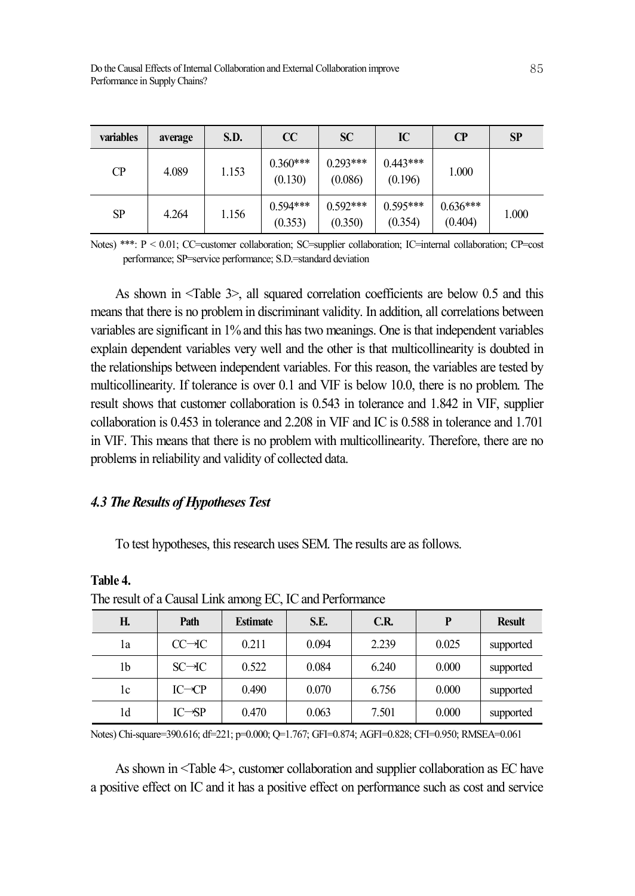| variables | average | S.D. | CC | SC | IC | CP | SP |
|---|---|---|---|---|---|---|---|
| CP | 4.089 | 1.153 | 0.360*** (0.130) | 0.293*** (0.086) | 0.443*** (0.196) | 1.000 | |
| SP | 4.264 | 1.156 | 0.594*** (0.353) | 0.592*** (0.350) | 0.595*** (0.354) | 0.636*** (0.404) | 1.000 |

Notes) ***: P < 0.01; CC=customer collaboration; SC=supplier collaboration; IC=internal collaboration; CP=cost performance; SP=service performance; S.D.=standard deviation

As shown in <Table 3>, all squared correlation coefficients are below 0.5 and this means that there is no problem in discriminant validity. In addition, all correlations between variables are significant in 1% and this has two meanings. One is that independent variables explain dependent variables very well and the other is that multicollinearity is doubted in the relationships between independent variables. For this reason, the variables are tested by multicollinearity. If tolerance is over 0.1 and VIF is below 10.0, there is no problem. The result shows that customer collaboration is 0.543 in tolerance and 1.842 in VIF, supplier collaboration is 0.453 in tolerance and 2.208 in VIF and IC is 0.588 in tolerance and 1.701 in VIF. This means that there is no problem with multicollinearity. Therefore, there are no problems in reliability and validity of collected data.

### *4.3 The Results of Hypotheses Test*

To test hypotheses, this research uses SEM. The results are as follows.

**Table 4.**

The result of a Causal Link among EC, IC and Performance

| H. | Path | Estimate | S.E. | C.R. | P | Result |
|---|---|---|---|---|---|---|
| 1a | CC→IC | 0.211 | 0.094 | 2.239 | 0.025 | supported |
| 1b | SC→IC | 0.522 | 0.084 | 6.240 | 0.000 | supported |
| 1c | IC→CP | 0.490 | 0.070 | 6.756 | 0.000 | supported |
| 1d | IC→SP | 0.470 | 0.063 | 7.501 | 0.000 | supported |

Notes) Chi-square=390.616; df=221; p=0.000; Q=1.767; GFI=0.874; AGFI=0.828; CFI=0.950; RMSEA=0.061

As shown in <Table 4>, customer collaboration and supplier collaboration as EC have a positive effect on IC and it has a positive effect on performance such as cost and service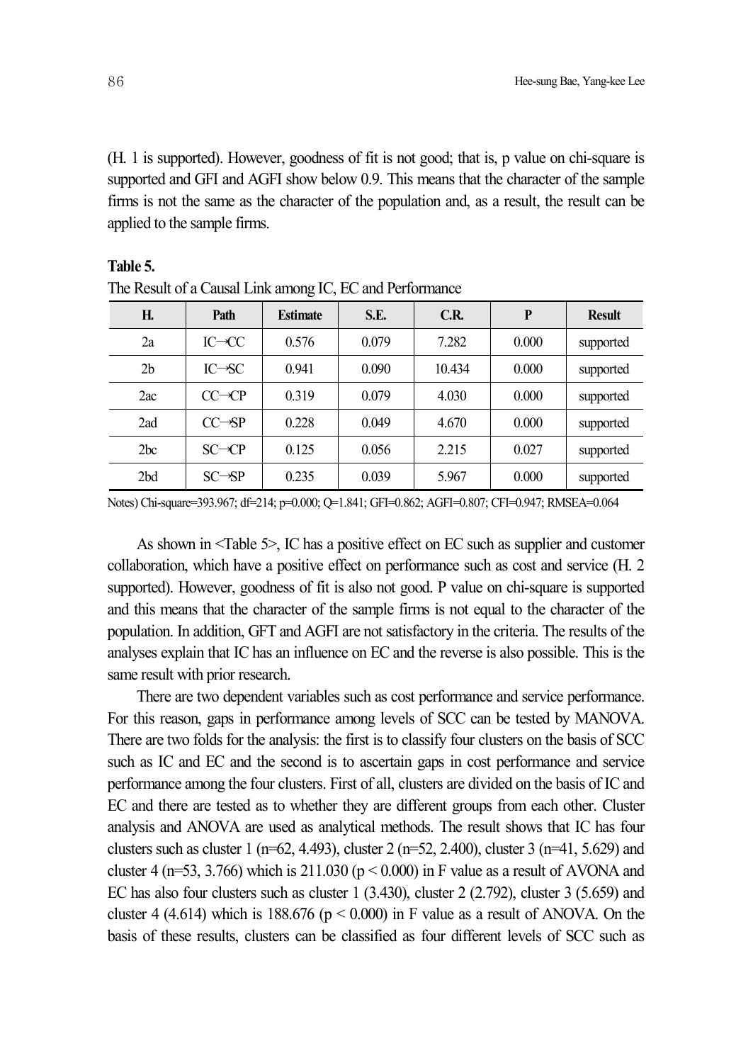(H. 1 is supported). However, goodness of fit is not good; that is, p value on chi-square is supported and GFI and AGFI show below 0.9. This means that the character of the sample firms is not the same as the character of the population and, as a result, the result can be applied to the sample firms.

**Table 5.**

The Result of a Causal Link among IC, EC and Performance

| H. | Path | Estimate | S.E. | C.R. | P | Result |
|---|---|---|---|---|---|---|
| 2a | IC→CC | 0.576 | 0.079 | 7.282 | 0.000 | supported |
| 2b | IC→SC | 0.941 | 0.090 | 10.434 | 0.000 | supported |
| 2ac | CC→CP | 0.319 | 0.079 | 4.030 | 0.000 | supported |
| 2ad | CC→SP | 0.228 | 0.049 | 4.670 | 0.000 | supported |
| 2bc | SC→CP | 0.125 | 0.056 | 2.215 | 0.027 | supported |
| 2bd | SC→SP | 0.235 | 0.039 | 5.967 | 0.000 | supported |

Notes) Chi-square=393.967; df=214; p=0.000; Q=1.841; GFI=0.862; AGFI=0.807; CFI=0.947; RMSEA=0.064

As shown in <Table 5>, IC has a positive effect on EC such as supplier and customer collaboration, which have a positive effect on performance such as cost and service (H. 2 supported). However, goodness of fit is also not good. P value on chi-square is supported and this means that the character of the sample firms is not equal to the character of the population. In addition, GFT and AGFI are not satisfactory in the criteria. The results of the analyses explain that IC has an influence on EC and the reverse is also possible. This is the same result with prior research.

There are two dependent variables such as cost performance and service performance. For this reason, gaps in performance among levels of SCC can be tested by MANOVA. There are two folds for the analysis: the first is to classify four clusters on the basis of SCC such as IC and EC and the second is to ascertain gaps in cost performance and service performance among the four clusters. First of all, clusters are divided on the basis of IC and EC and there are tested as to whether they are different groups from each other. Cluster analysis and ANOVA are used as analytical methods. The result shows that IC has four clusters such as cluster 1 (n=62, 4.493), cluster 2 (n=52, 2.400), cluster 3 (n=41, 5.629) and cluster 4 (n=53, 3.766) which is 211.030 ($p < 0.000$) in F value as a result of AVONA and EC has also four clusters such as cluster 1 (3.430), cluster 2 (2.792), cluster 3 (5.659) and cluster 4 (4.614) which is 188.676 ($p < 0.000$) in F value as a result of ANOVA. On the basis of these results, clusters can be classified as four different levels of SCC such as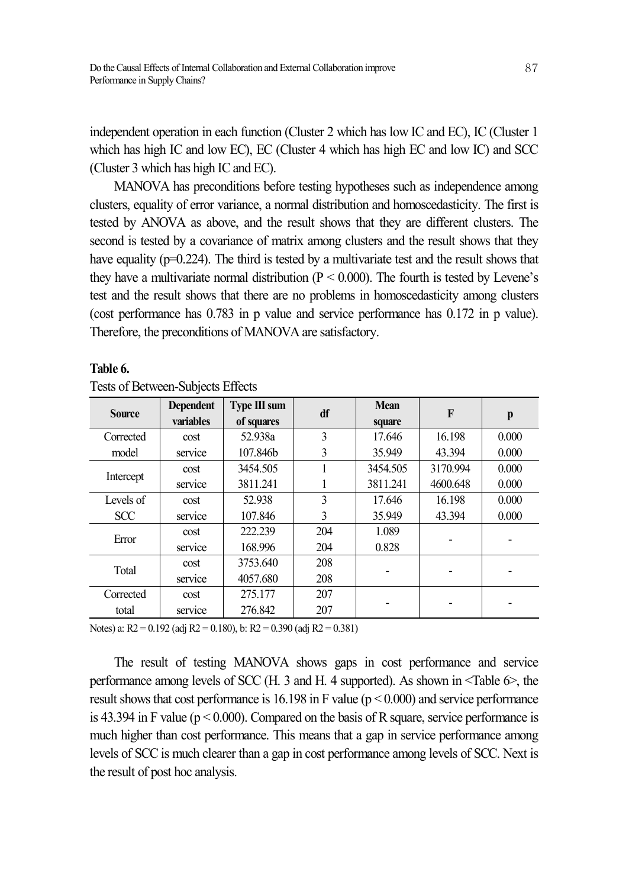independent operation in each function (Cluster 2 which has low IC and EC), IC (Cluster 1 which has high IC and low EC), EC (Cluster 4 which has high EC and low IC) and SCC (Cluster 3 which has high IC and EC).

MANOVA has preconditions before testing hypotheses such as independence among clusters, equality of error variance, a normal distribution and homoscedasticity. The first is tested by ANOVA as above, and the result shows that they are different clusters. The second is tested by a covariance of matrix among clusters and the result shows that they have equality ($p=0.224$). The third is tested by a multivariate test and the result shows that they have a multivariate normal distribution ($P < 0.000$). The fourth is tested by Levene's test and the result shows that there are no problems in homoscedasticity among clusters (cost performance has 0.783 in p value and service performance has 0.172 in p value). Therefore, the preconditions of MANOVA are satisfactory.

**Table 6.**

Tests of Between-Subjects Effects

| Source | Dependent variables | Type III sum of squares | df | Mean square | F | p |
|---|---|---|---|---|---|---|
| Corrected model | cost | 52.938a | 3 | 17.646 | 16.198 | 0.000 |
| | service | 107.846b | 3 | 35.949 | 43.394 | 0.000 |
| Intercept | cost | 3454.505 | 1 | 3454.505 | 3170.994 | 0.000 |
| | service | 3811.241 | 1 | 3811.241 | 4600.648 | 0.000 |
| Levels of SCC | cost | 52.938 | 3 | 17.646 | 16.198 | 0.000 |
| | service | 107.846 | 3 | 35.949 | 43.394 | 0.000 |
| Error | cost | 222.239 | 204 | 1.089 | - | - |
| | service | 168.996 | 204 | 0.828 | | |
| Total | cost | 3753.640 | 208 | - | - | - |
| | service | 4057.680 | 208 | | | |
| Corrected total | cost | 275.177 | 207 | - | - | - |
| | service | 276.842 | 207 | | | |

Notes) a: $R2 = 0.192$ (adj $R2 = 0.180$), b: $R2 = 0.390$ (adj $R2 = 0.381$)

The result of testing MANOVA shows gaps in cost performance and service performance among levels of SCC (H. 3 and H. 4 supported). As shown in <Table 6>, the result shows that cost performance is 16.198 in F value ($p < 0.000$) and service performance is 43.394 in F value ($p < 0.000$). Compared on the basis of R square, service performance is much higher than cost performance. This means that a gap in service performance among levels of SCC is much clearer than a gap in cost performance among levels of SCC. Next is the result of post hoc analysis.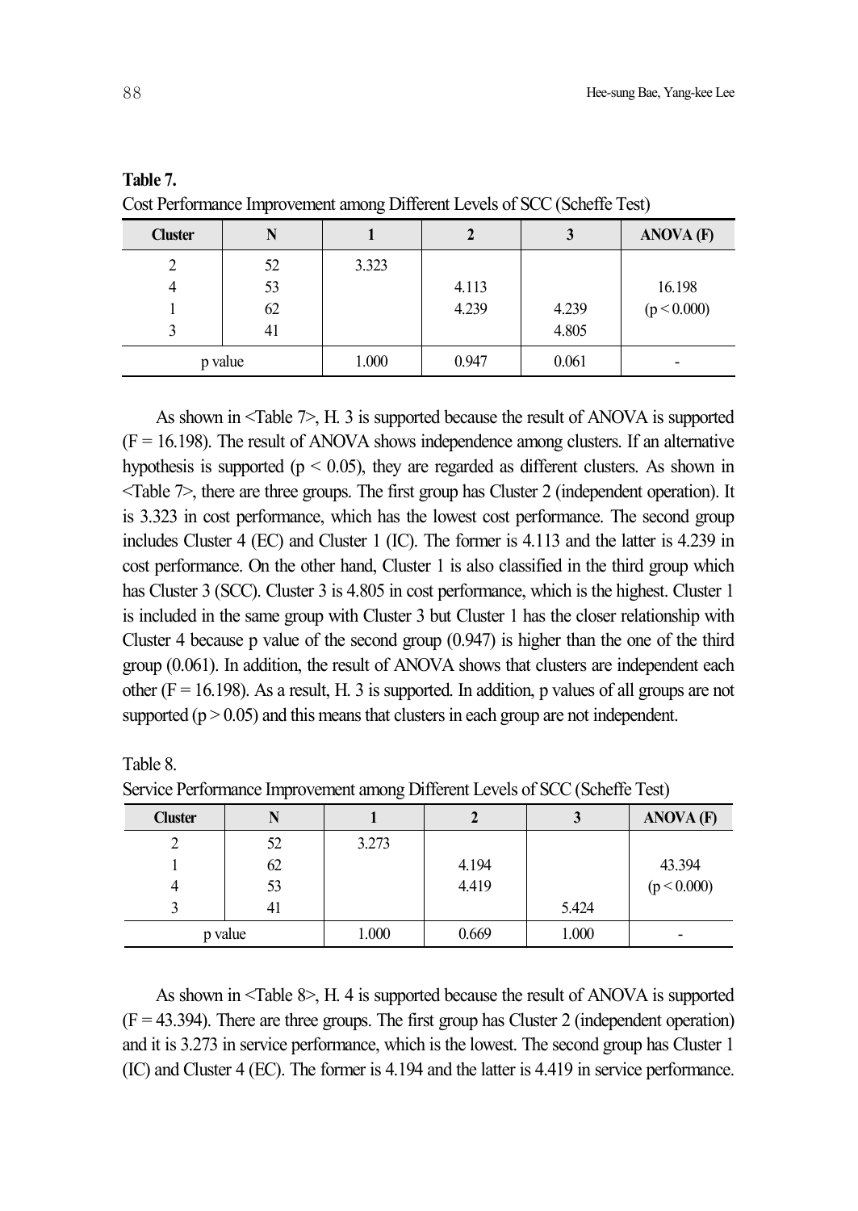**Table 7.**

Cost Performance Improvement among Different Levels of SCC (Scheffe Test)

| Cluster | N | 1 | 2 | 3 | ANOVA (F) |
|---|---|---|---|---|---|
| 2 | 52 | 3.323 | | | |
| 4 | 53 | | 4.113 | | 16.198 |
| 1 | 62 | | 4.239 | 4.239 | ($p < 0.000$) |
| 3 | 41 | | | 4.805 | |
| p value | | 1.000 | 0.947 | 0.061 | - |

As shown in <Table 7>, H. 3 is supported because the result of ANOVA is supported ($F = 16.198$). The result of ANOVA shows independence among clusters. If an alternative hypothesis is supported ($p < 0.05$), they are regarded as different clusters. As shown in <Table 7>, there are three groups. The first group has Cluster 2 (independent operation). It is 3.323 in cost performance, which has the lowest cost performance. The second group includes Cluster 4 (EC) and Cluster 1 (IC). The former is 4.113 and the latter is 4.239 in cost performance. On the other hand, Cluster 1 is also classified in the third group which has Cluster 3 (SCC). Cluster 3 is 4.805 in cost performance, which is the highest. Cluster 1 is included in the same group with Cluster 3 but Cluster 1 has the closer relationship with Cluster 4 because p value of the second group (0.947) is higher than the one of the third group (0.061). In addition, the result of ANOVA shows that clusters are independent each other ($F = 16.198$). As a result, H. 3 is supported. In addition, p values of all groups are not supported ($p > 0.05$) and this means that clusters in each group are not independent.

Table 8.

Service Performance Improvement among Different Levels of SCC (Scheffe Test)

| Cluster | N | 1 | 2 | 3 | ANOVA (F) |
|---|---|---|---|---|---|
| 2 | 52 | 3.273 | | | |
| 1 | 62 | | 4.194 | | 43.394 |
| 4 | 53 | | 4.419 | | ($p < 0.000$) |
| 3 | 41 | | | 5.424 | |
| p value | | 1.000 | 0.669 | 1.000 | - |

As shown in <Table 8>, H. 4 is supported because the result of ANOVA is supported ($F = 43.394$). There are three groups. The first group has Cluster 2 (independent operation) and it is 3.273 in service performance, which is the lowest. The second group has Cluster 1 (IC) and Cluster 4 (EC). The former is 4.194 and the latter is 4.419 in service performance.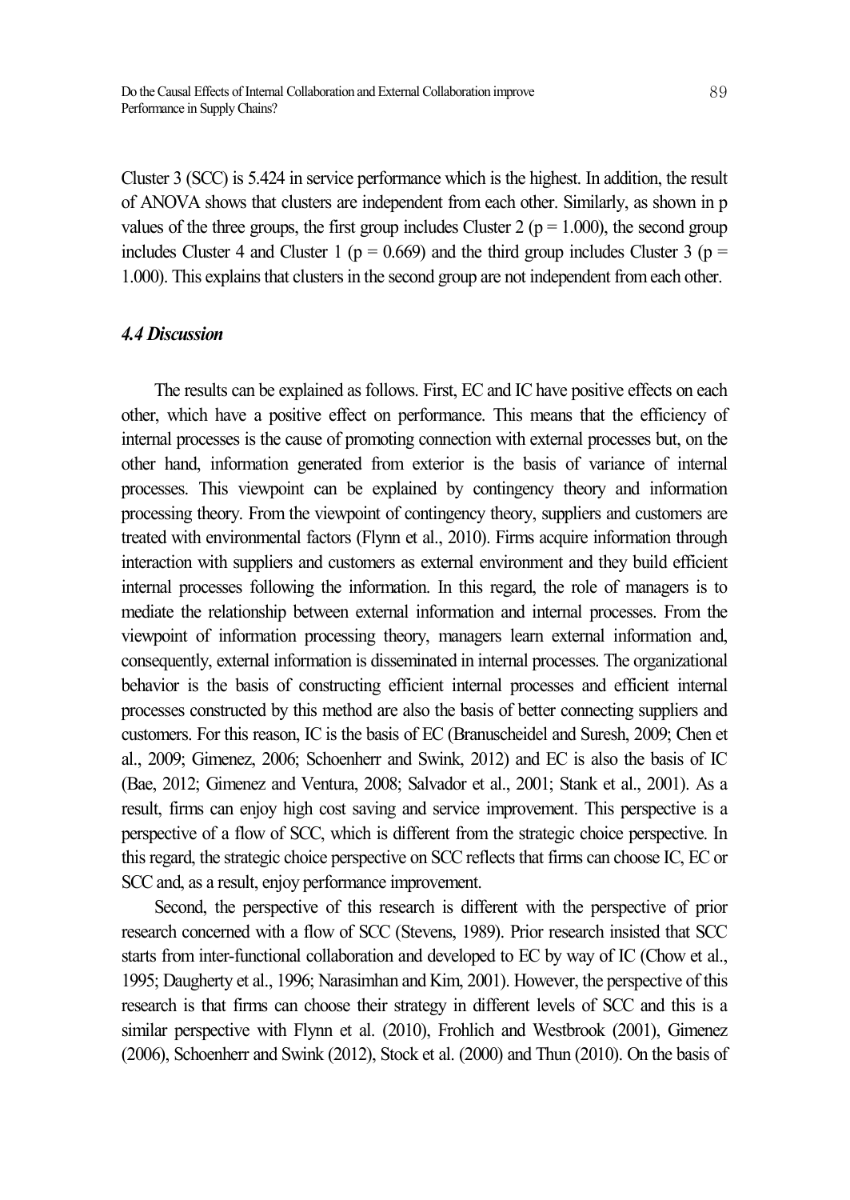Cluster 3 (SCC) is 5.424 in service performance which is the highest. In addition, the result of ANOVA shows that clusters are independent from each other. Similarly, as shown in p values of the three groups, the first group includes Cluster 2 ($p = 1.000$), the second group includes Cluster 4 and Cluster 1 ($p = 0.669$) and the third group includes Cluster 3 ($p = 1.000$). This explains that clusters in the second group are not independent from each other.

### *4.4 Discussion*

The results can be explained as follows. First, EC and IC have positive effects on each other, which have a positive effect on performance. This means that the efficiency of internal processes is the cause of promoting connection with external processes but, on the other hand, information generated from exterior is the basis of variance of internal processes. This viewpoint can be explained by contingency theory and information processing theory. From the viewpoint of contingency theory, suppliers and customers are treated with environmental factors (Flynn et al., 2010). Firms acquire information through interaction with suppliers and customers as external environment and they build efficient internal processes following the information. In this regard, the role of managers is to mediate the relationship between external information and internal processes. From the viewpoint of information processing theory, managers learn external information and, consequently, external information is disseminated in internal processes. The organizational behavior is the basis of constructing efficient internal processes and efficient internal processes constructed by this method are also the basis of better connecting suppliers and customers. For this reason, IC is the basis of EC (Branuscheidel and Suresh, 2009; Chen et al., 2009; Gimenez, 2006; Schoenherr and Swink, 2012) and EC is also the basis of IC (Bae, 2012; Gimenez and Ventura, 2008; Salvador et al., 2001; Stank et al., 2001). As a result, firms can enjoy high cost saving and service improvement. This perspective is a perspective of a flow of SCC, which is different from the strategic choice perspective. In this regard, the strategic choice perspective on SCC reflects that firms can choose IC, EC or SCC and, as a result, enjoy performance improvement.

Second, the perspective of this research is different with the perspective of prior research concerned with a flow of SCC (Stevens, 1989). Prior research insisted that SCC starts from inter-functional collaboration and developed to EC by way of IC (Chow et al., 1995; Daugherty et al., 1996; Narasimhan and Kim, 2001). However, the perspective of this research is that firms can choose their strategy in different levels of SCC and this is a similar perspective with Flynn et al. (2010), Frohlich and Westbrook (2001), Gimenez (2006), Schoenherr and Swink (2012), Stock et al. (2000) and Thun (2010). On the basis of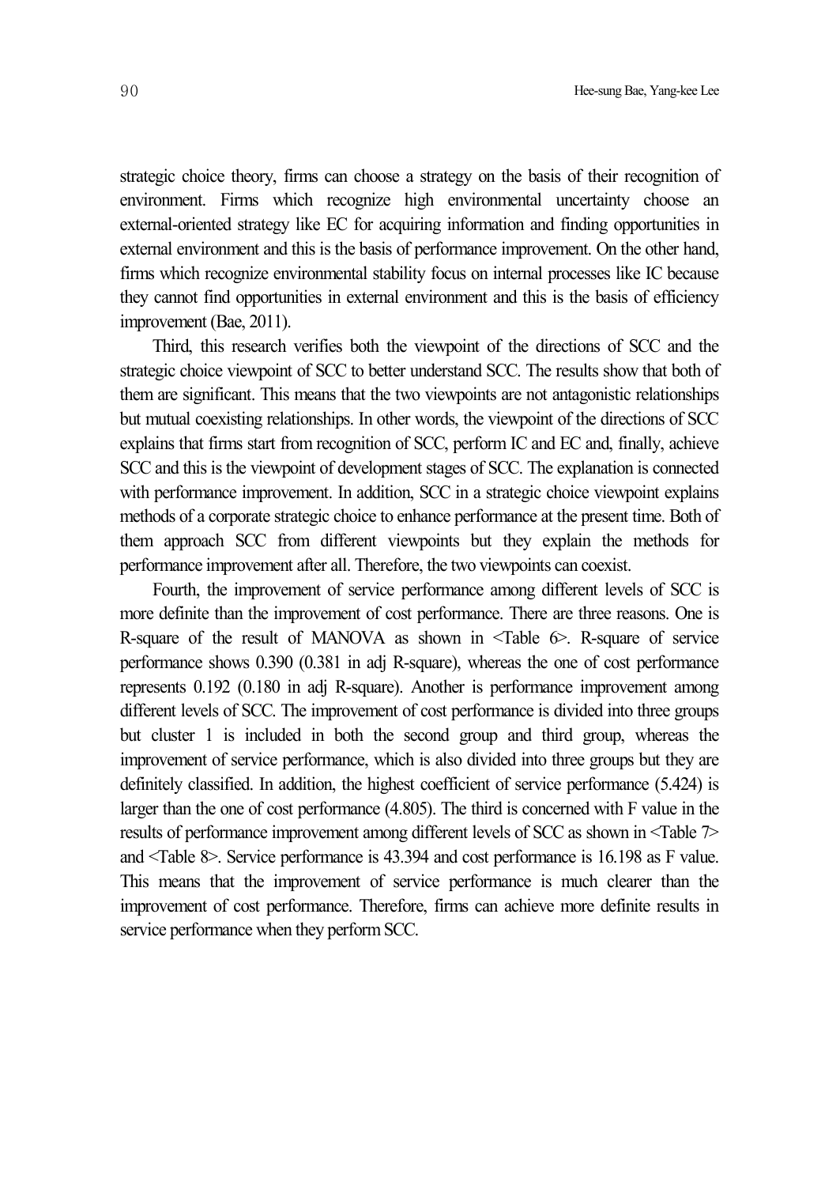strategic choice theory, firms can choose a strategy on the basis of their recognition of environment. Firms which recognize high environmental uncertainty choose an external-oriented strategy like EC for acquiring information and finding opportunities in external environment and this is the basis of performance improvement. On the other hand, firms which recognize environmental stability focus on internal processes like IC because they cannot find opportunities in external environment and this is the basis of efficiency improvement (Bae, 2011).

Third, this research verifies both the viewpoint of the directions of SCC and the strategic choice viewpoint of SCC to better understand SCC. The results show that both of them are significant. This means that the two viewpoints are not antagonistic relationships but mutual coexisting relationships. In other words, the viewpoint of the directions of SCC explains that firms start from recognition of SCC, perform IC and EC and, finally, achieve SCC and this is the viewpoint of development stages of SCC. The explanation is connected with performance improvement. In addition, SCC in a strategic choice viewpoint explains methods of a corporate strategic choice to enhance performance at the present time. Both of them approach SCC from different viewpoints but they explain the methods for performance improvement after all. Therefore, the two viewpoints can coexist.

Fourth, the improvement of service performance among different levels of SCC is more definite than the improvement of cost performance. There are three reasons. One is R-square of the result of MANOVA as shown in <Table 6>. R-square of service performance shows 0.390 (0.381 in adj R-square), whereas the one of cost performance represents 0.192 (0.180 in adj R-square). Another is performance improvement among different levels of SCC. The improvement of cost performance is divided into three groups but cluster 1 is included in both the second group and third group, whereas the improvement of service performance, which is also divided into three groups but they are definitely classified. In addition, the highest coefficient of service performance (5.424) is larger than the one of cost performance (4.805). The third is concerned with F value in the results of performance improvement among different levels of SCC as shown in <Table 7> and <Table 8>. Service performance is 43.394 and cost performance is 16.198 as F value. This means that the improvement of service performance is much clearer than the improvement of cost performance. Therefore, firms can achieve more definite results in service performance when they perform SCC.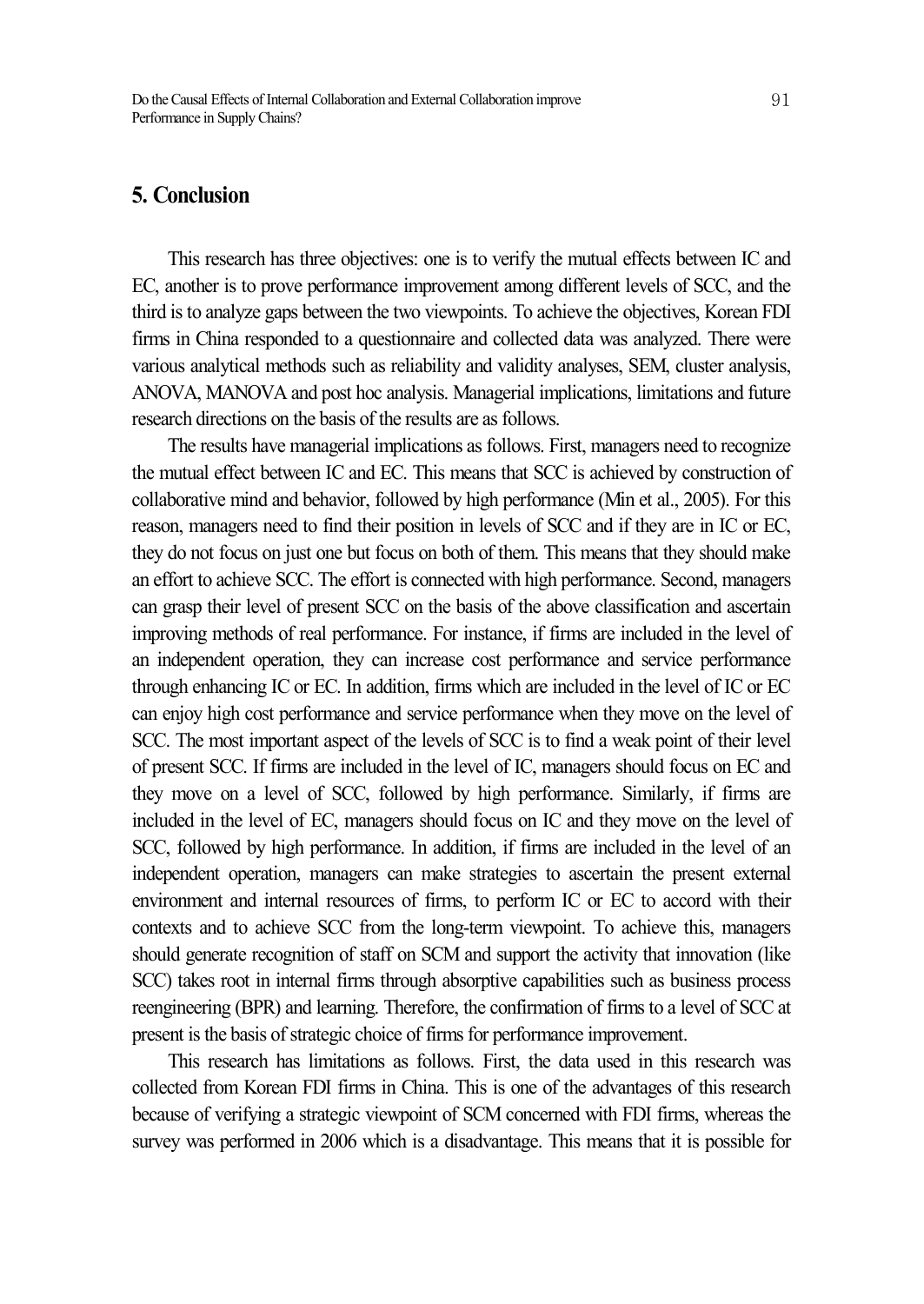## 5. Conclusion

This research has three objectives: one is to verify the mutual effects between IC and EC, another is to prove performance improvement among different levels of SCC, and the third is to analyze gaps between the two viewpoints. To achieve the objectives, Korean FDI firms in China responded to a questionnaire and collected data was analyzed. There were various analytical methods such as reliability and validity analyses, SEM, cluster analysis, ANOVA, MANOVA and post hoc analysis. Managerial implications, limitations and future research directions on the basis of the results are as follows.

The results have managerial implications as follows. First, managers need to recognize the mutual effect between IC and EC. This means that SCC is achieved by construction of collaborative mind and behavior, followed by high performance (Min et al., 2005). For this reason, managers need to find their position in levels of SCC and if they are in IC or EC, they do not focus on just one but focus on both of them. This means that they should make an effort to achieve SCC. The effort is connected with high performance. Second, managers can grasp their level of present SCC on the basis of the above classification and ascertain improving methods of real performance. For instance, if firms are included in the level of an independent operation, they can increase cost performance and service performance through enhancing IC or EC. In addition, firms which are included in the level of IC or EC can enjoy high cost performance and service performance when they move on the level of SCC. The most important aspect of the levels of SCC is to find a weak point of their level of present SCC. If firms are included in the level of IC, managers should focus on EC and they move on a level of SCC, followed by high performance. Similarly, if firms are included in the level of EC, managers should focus on IC and they move on the level of SCC, followed by high performance. In addition, if firms are included in the level of an independent operation, managers can make strategies to ascertain the present external environment and internal resources of firms, to perform IC or EC to accord with their contexts and to achieve SCC from the long-term viewpoint. To achieve this, managers should generate recognition of staff on SCM and support the activity that innovation (like SCC) takes root in internal firms through absorptive capabilities such as business process reengineering (BPR) and learning. Therefore, the confirmation of firms to a level of SCC at present is the basis of strategic choice of firms for performance improvement.

This research has limitations as follows. First, the data used in this research was collected from Korean FDI firms in China. This is one of the advantages of this research because of verifying a strategic viewpoint of SCM concerned with FDI firms, whereas the survey was performed in 2006 which is a disadvantage. This means that it is possible for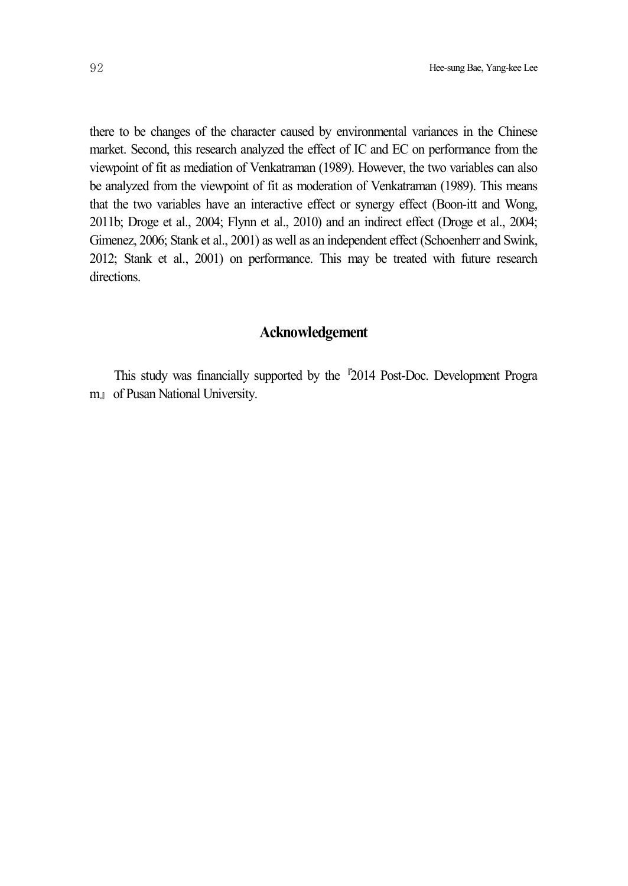there to be changes of the character caused by environmental variances in the Chinese market. Second, this research analyzed the effect of IC and EC on performance from the viewpoint of fit as mediation of Venkatraman (1989). However, the two variables can also be analyzed from the viewpoint of fit as moderation of Venkatraman (1989). This means that the two variables have an interactive effect or synergy effect (Boon-itt and Wong, 2011b; Droge et al., 2004; Flynn et al., 2010) and an indirect effect (Droge et al., 2004; Gimenez, 2006; Stank et al., 2001) as well as an independent effect (Schoenherr and Swink, 2012; Stank et al., 2001) on performance. This may be treated with future research directions.

## Acknowledgement

This study was financially supported by the 『2014 Post-Doc. Development Program』 of Pusan National University.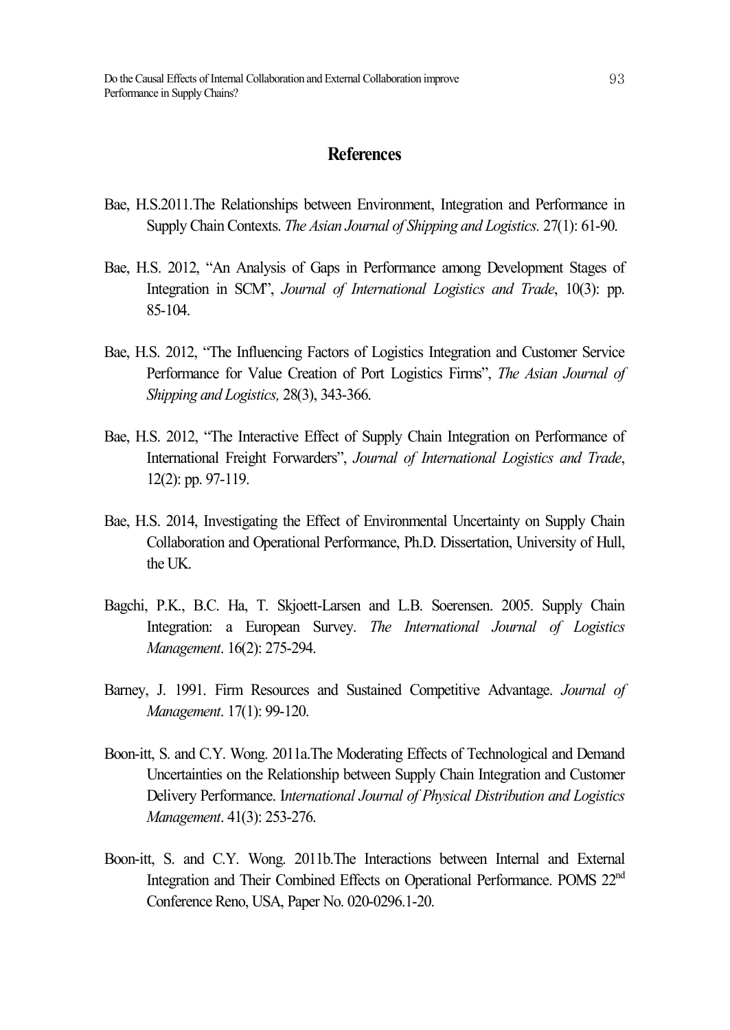## References

Bae, H.S.2011.The Relationships between Environment, Integration and Performance in Supply Chain Contexts. *The Asian Journal of Shipping and Logistics*. 27(1): 61-90.

Bae, H.S. 2012, "An Analysis of Gaps in Performance among Development Stages of Integration in SCM", *Journal of International Logistics and Trade*, 10(3): pp. 85-104.

Bae, H.S. 2012, "The Influencing Factors of Logistics Integration and Customer Service Performance for Value Creation of Port Logistics Firms", *The Asian Journal of Shipping and Logistics,* 28(3), 343-366.

Bae, H.S. 2012, "The Interactive Effect of Supply Chain Integration on Performance of International Freight Forwarders", *Journal of International Logistics and Trade*, 12(2): pp. 97-119.

Bae, H.S. 2014, Investigating the Effect of Environmental Uncertainty on Supply Chain Collaboration and Operational Performance, Ph.D. Dissertation, University of Hull, the UK.

Bagchi, P.K., B.C. Ha, T. Skjoett-Larsen and L.B. Soerensen. 2005. Supply Chain Integration: a European Survey. *The International Journal of Logistics Management*. 16(2): 275-294.

Barney, J. 1991. Firm Resources and Sustained Competitive Advantage. *Journal of Management*. 17(1): 99-120.

Boon-itt, S. and C.Y. Wong. 2011a.The Moderating Effects of Technological and Demand Uncertainties on the Relationship between Supply Chain Integration and Customer Delivery Performance. I*nternational Journal of Physical Distribution and Logistics Management*. 41(3): 253-276.

Boon-itt, S. and C.Y. Wong. 2011b.The Interactions between Internal and External Integration and Their Combined Effects on Operational Performance. POMS 22nd Conference Reno, USA, Paper No. 020-0296.1-20.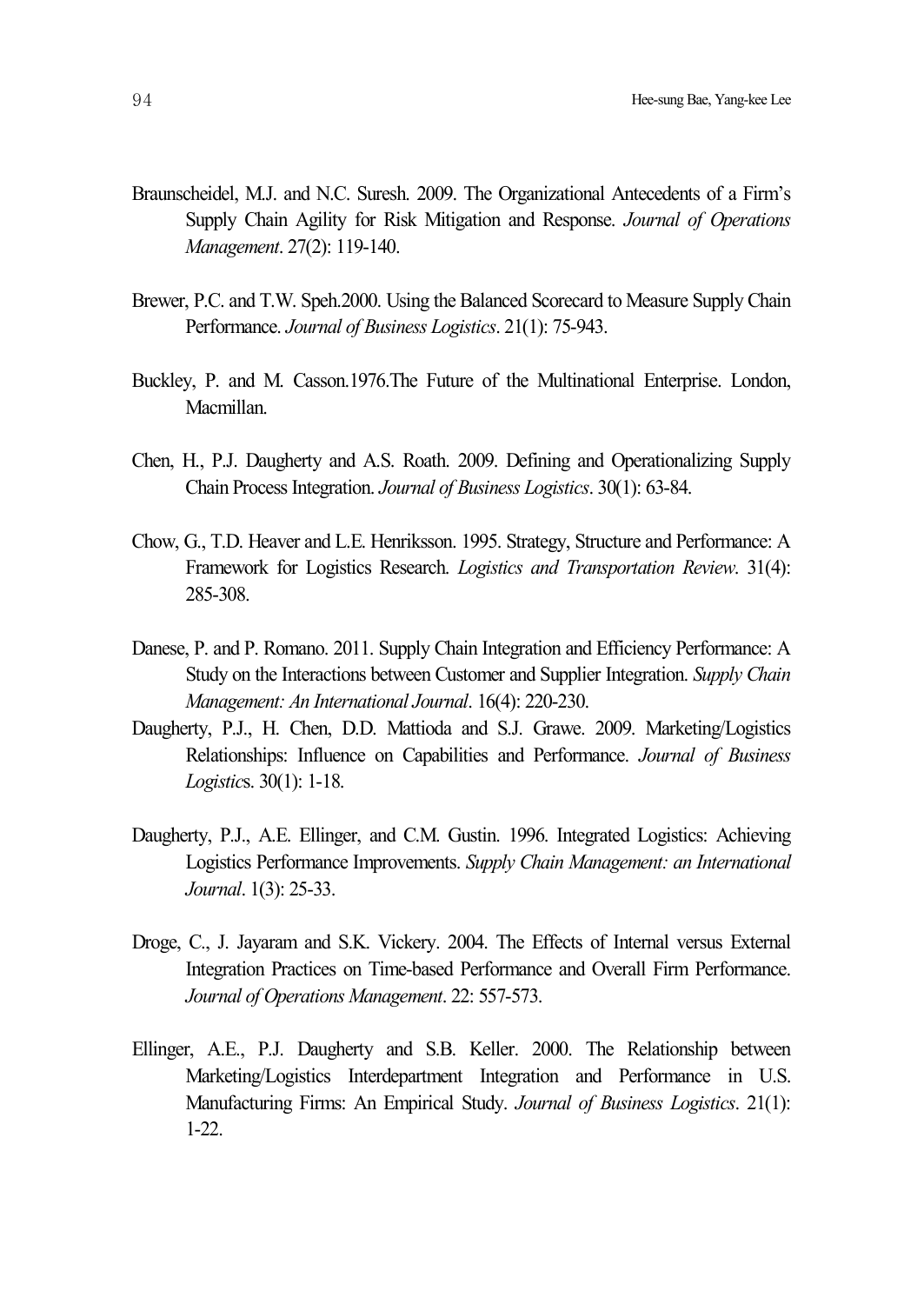Braunscheidel, M.J. and N.C. Suresh. 2009. The Organizational Antecedents of a Firm's Supply Chain Agility for Risk Mitigation and Response. *Journal of Operations Management*. 27(2): 119-140.

Brewer, P.C. and T.W. Speh.2000. Using the Balanced Scorecard to Measure Supply Chain Performance. *Journal of Business Logistics*. 21(1): 75-943.

Buckley, P. and M. Casson.1976.The Future of the Multinational Enterprise. London, Macmillan.

Chen, H., P.J. Daugherty and A.S. Roath. 2009. Defining and Operationalizing Supply Chain Process Integration. *Journal of Business Logistics*. 30(1): 63-84.

Chow, G., T.D. Heaver and L.E. Henriksson. 1995. Strategy, Structure and Performance: A Framework for Logistics Research. *Logistics and Transportation Review*. 31(4): 285-308.

Danese, P. and P. Romano. 2011. Supply Chain Integration and Efficiency Performance: A Study on the Interactions between Customer and Supplier Integration. *Supply Chain Management: An International Journal*. 16(4): 220-230.

Daugherty, P.J., H. Chen, D.D. Mattioda and S.J. Grawe. 2009. Marketing/Logistics Relationships: Influence on Capabilities and Performance. *Journal of Business Logistic*s. 30(1): 1-18.

Daugherty, P.J., A.E. Ellinger, and C.M. Gustin. 1996. Integrated Logistics: Achieving Logistics Performance Improvements. *Supply Chain Management: an International Journal*. 1(3): 25-33.

Droge, C., J. Jayaram and S.K. Vickery. 2004. The Effects of Internal versus External Integration Practices on Time-based Performance and Overall Firm Performance. *Journal of Operations Management*. 22: 557-573.

Ellinger, A.E., P.J. Daugherty and S.B. Keller. 2000. The Relationship between Marketing/Logistics Interdepartment Integration and Performance in U.S. Manufacturing Firms: An Empirical Study. *Journal of Business Logistics*. 21(1): 1-22.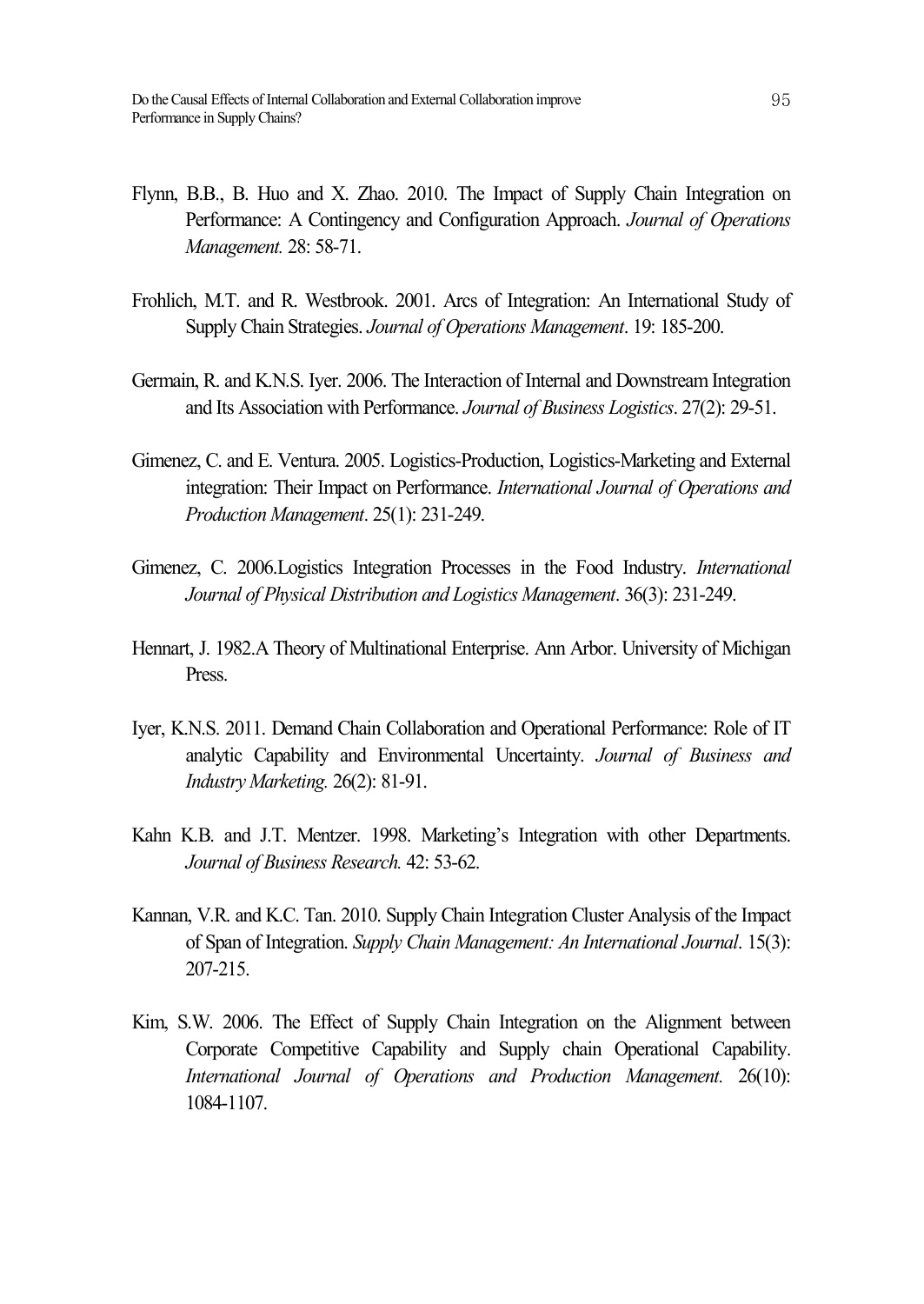Flynn, B.B., B. Huo and X. Zhao. 2010. The Impact of Supply Chain Integration on Performance: A Contingency and Configuration Approach. *Journal of Operations Management.* 28: 58-71.

Frohlich, M.T. and R. Westbrook. 2001. Arcs of Integration: An International Study of Supply Chain Strategies. *Journal of Operations Management*. 19: 185-200.

Germain, R. and K.N.S. Iyer. 2006. The Interaction of Internal and Downstream Integration and Its Association with Performance. *Journal of Business Logistics*. 27(2): 29-51.

Gimenez, C. and E. Ventura. 2005. Logistics-Production, Logistics-Marketing and External integration: Their Impact on Performance. *International Journal of Operations and Production Management*. 25(1): 231-249.

Gimenez, C. 2006.Logistics Integration Processes in the Food Industry. *International Journal of Physical Distribution and Logistics Management*. 36(3): 231-249.

Hennart, J. 1982.A Theory of Multinational Enterprise. Ann Arbor. University of Michigan Press.

Iyer, K.N.S. 2011. Demand Chain Collaboration and Operational Performance: Role of IT analytic Capability and Environmental Uncertainty. *Journal of Business and Industry Marketing.* 26(2): 81-91.

Kahn K.B. and J.T. Mentzer. 1998. Marketing's Integration with other Departments. *Journal of Business Research.* 42: 53-62.

Kannan, V.R. and K.C. Tan. 2010. Supply Chain Integration Cluster Analysis of the Impact of Span of Integration. *Supply Chain Management: An International Journal*. 15(3): 207-215.

Kim, S.W. 2006. The Effect of Supply Chain Integration on the Alignment between Corporate Competitive Capability and Supply chain Operational Capability. *International Journal of Operations and Production Management.* 26(10): 1084-1107.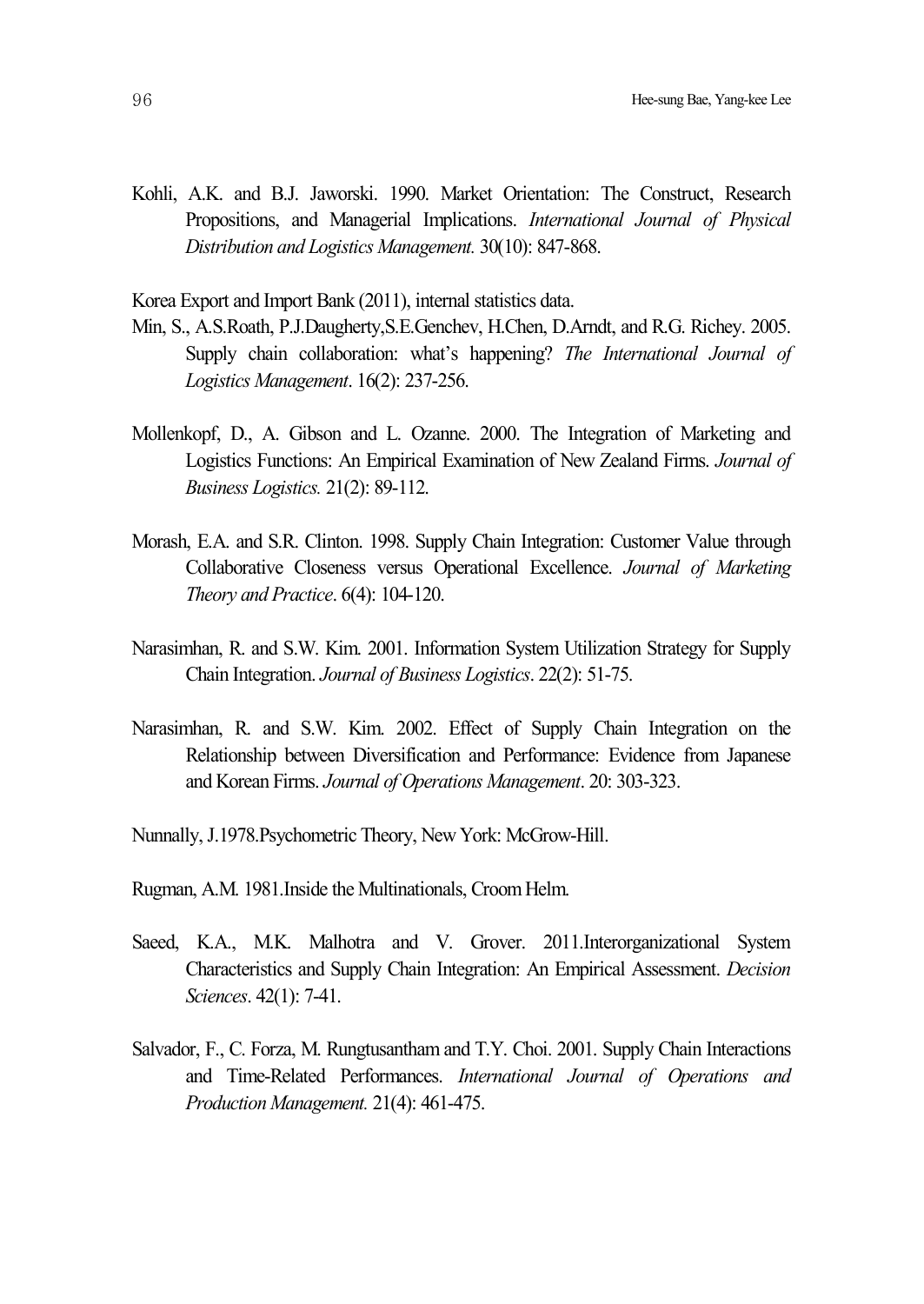Kohli, A.K. and B.J. Jaworski. 1990. Market Orientation: The Construct, Research Propositions, and Managerial Implications. *International Journal of Physical Distribution and Logistics Management.* 30(10): 847-868.

Korea Export and Import Bank (2011), internal statistics data.

Min, S., A.S.Roath, P.J.Daugherty,S.E.Genchev, H.Chen, D.Arndt, and R.G. Richey. 2005. Supply chain collaboration: what's happening? *The International Journal of Logistics Management*. 16(2): 237-256.

Mollenkopf, D., A. Gibson and L. Ozanne. 2000. The Integration of Marketing and Logistics Functions: An Empirical Examination of New Zealand Firms. *Journal of Business Logistics.* 21(2): 89-112.

Morash, E.A. and S.R. Clinton. 1998. Supply Chain Integration: Customer Value through Collaborative Closeness versus Operational Excellence. *Journal of Marketing Theory and Practice*. 6(4): 104-120.

Narasimhan, R. and S.W. Kim. 2001. Information System Utilization Strategy for Supply Chain Integration. *Journal of Business Logistics*. 22(2): 51-75.

Narasimhan, R. and S.W. Kim. 2002. Effect of Supply Chain Integration on the Relationship between Diversification and Performance: Evidence from Japanese and Korean Firms. *Journal of Operations Management*. 20: 303-323.

Nunnally, J.1978.Psychometric Theory, New York: McGrow-Hill.

Rugman, A.M. 1981.Inside the Multinationals, Croom Helm.

Saeed, K.A., M.K. Malhotra and V. Grover. 2011.Interorganizational System Characteristics and Supply Chain Integration: An Empirical Assessment. *Decision Sciences*. 42(1): 7-41.

Salvador, F., C. Forza, M. Rungtusantham and T.Y. Choi. 2001. Supply Chain Interactions and Time-Related Performances. *International Journal of Operations and Production Management.* 21(4): 461-475.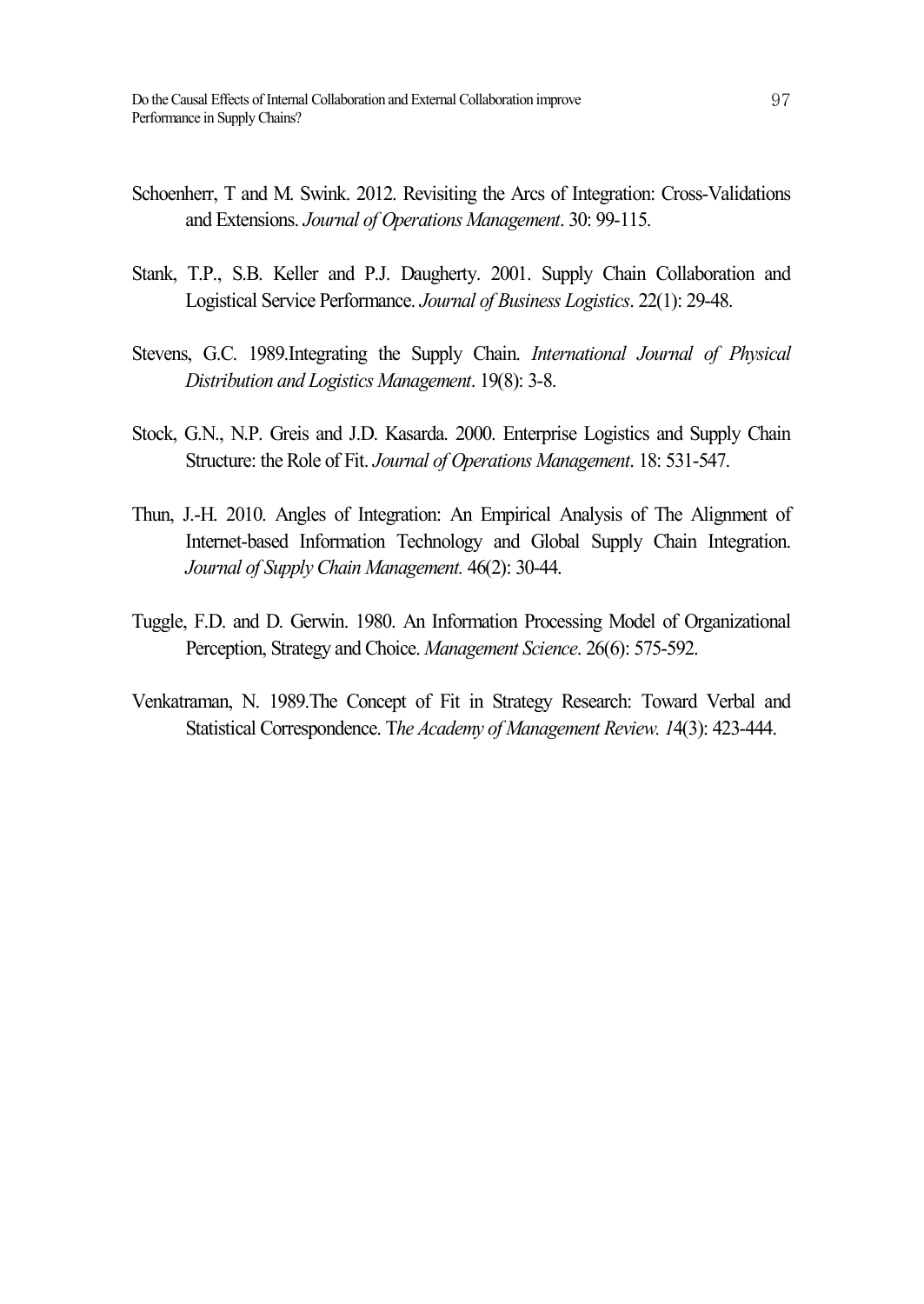Schoenherr, T and M. Swink. 2012. Revisiting the Arcs of Integration: Cross-Validations and Extensions. *Journal of Operations Management*. 30: 99-115.

Stank, T.P., S.B. Keller and P.J. Daugherty. 2001. Supply Chain Collaboration and Logistical Service Performance. *Journal of Business Logistics*. 22(1): 29-48.

Stevens, G.C. 1989.Integrating the Supply Chain. *International Journal of Physical Distribution and Logistics Management*. 19(8): 3-8.

Stock, G.N., N.P. Greis and J.D. Kasarda. 2000. Enterprise Logistics and Supply Chain Structure: the Role of Fit. *Journal of Operations Management*. 18: 531-547.

Thun, J.-H. 2010. Angles of Integration: An Empirical Analysis of The Alignment of Internet-based Information Technology and Global Supply Chain Integration. *Journal of Supply Chain Management.* 46(2): 30-44.

Tuggle, F.D. and D. Gerwin. 1980. An Information Processing Model of Organizational Perception, Strategy and Choice. *Management Science*. 26(6): 575-592.

Venkatraman, N. 1989.The Concept of Fit in Strategy Research: Toward Verbal and Statistical Correspondence. T*he Academy of Management Review. 1*4(3): 423-444.